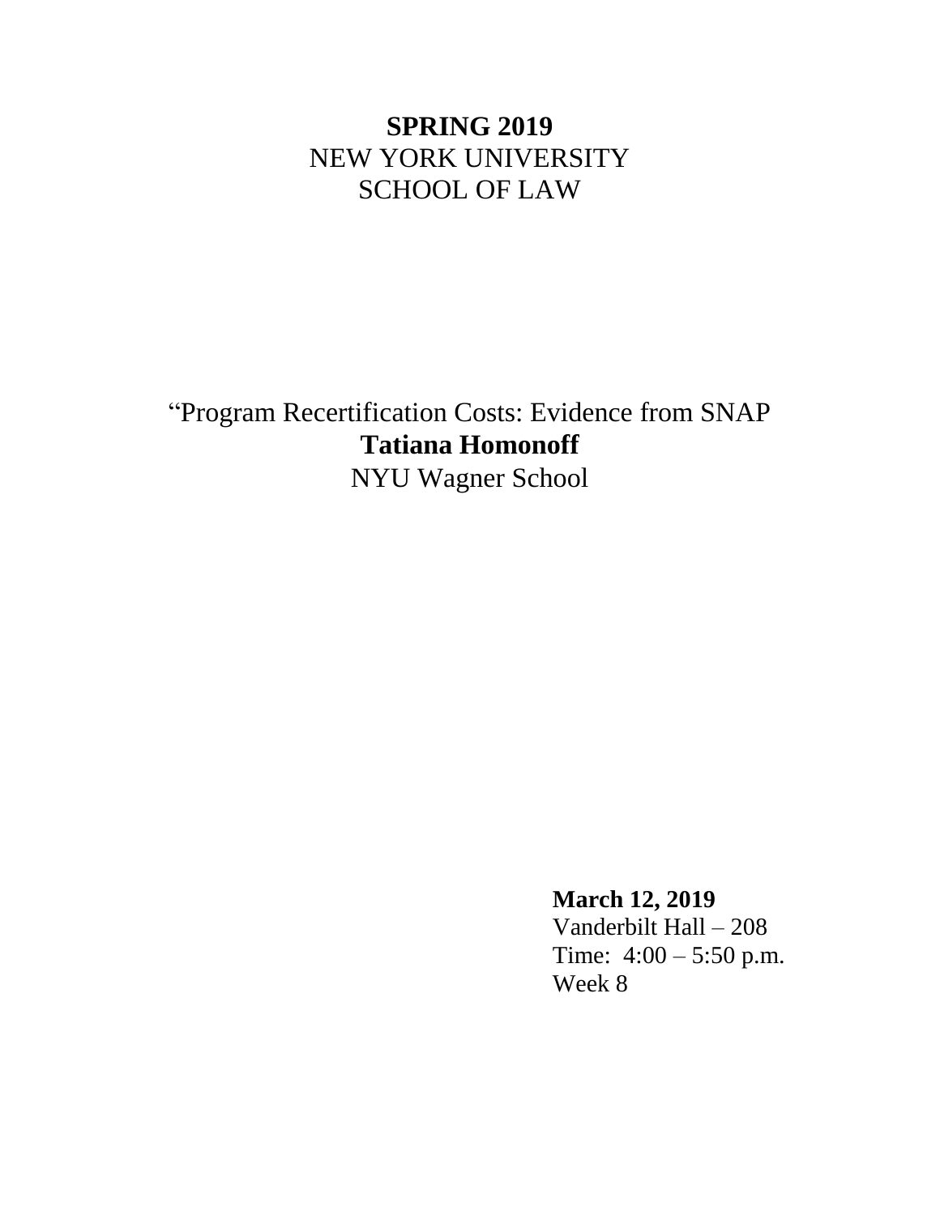**SPRING 2019**
NEW YORK UNIVERSITY
SCHOOL OF LAW

"Program Recertification Costs: Evidence from SNAP
**Tatiana Homonoff**
NYU Wagner School

**March 12, 2019**
Vanderbilt Hall – 208
Time: 4:00 – 5:50 p.m.
Week 8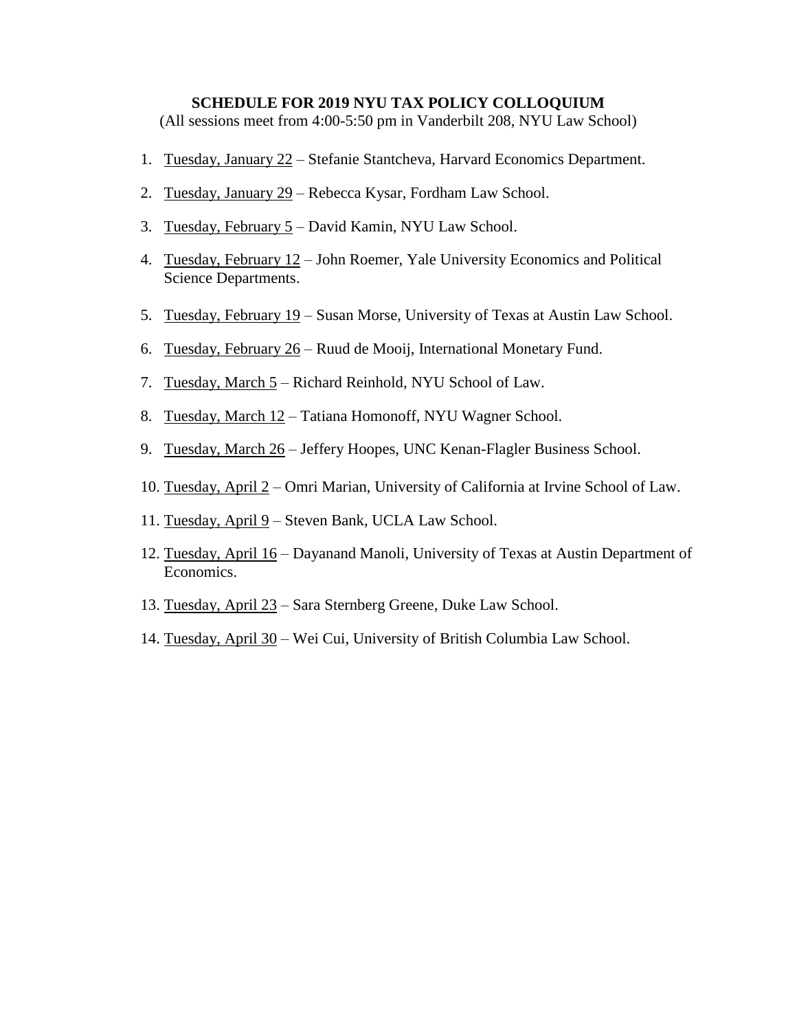**SCHEDULE FOR 2019 NYU TAX POLICY COLLOQUIUM**

(All sessions meet from 4:00-5:50 pm in Vanderbilt 208, NYU Law School)

1. Tuesday, January 22 – Stefanie Stantcheva, Harvard Economics Department.
2. Tuesday, January 29 – Rebecca Kysar, Fordham Law School.
3. Tuesday, February 5 – David Kamin, NYU Law School.
4. Tuesday, February 12 – John Roemer, Yale University Economics and Political Science Departments.
5. Tuesday, February 19 – Susan Morse, University of Texas at Austin Law School.
6. Tuesday, February 26 – Ruud de Mooij, International Monetary Fund.
7. Tuesday, March 5 – Richard Reinhold, NYU School of Law.
8. Tuesday, March 12 – Tatiana Homonoff, NYU Wagner School.
9. Tuesday, March 26 – Jeffery Hoopes, UNC Kenan-Flagler Business School.
10. Tuesday, April 2 – Omri Marian, University of California at Irvine School of Law.
11. Tuesday, April 9 – Steven Bank, UCLA Law School.
12. Tuesday, April 16 – Dayanand Manoli, University of Texas at Austin Department of Economics.
13. Tuesday, April 23 – Sara Sternberg Greene, Duke Law School.
14. Tuesday, April 30 – Wei Cui, University of British Columbia Law School.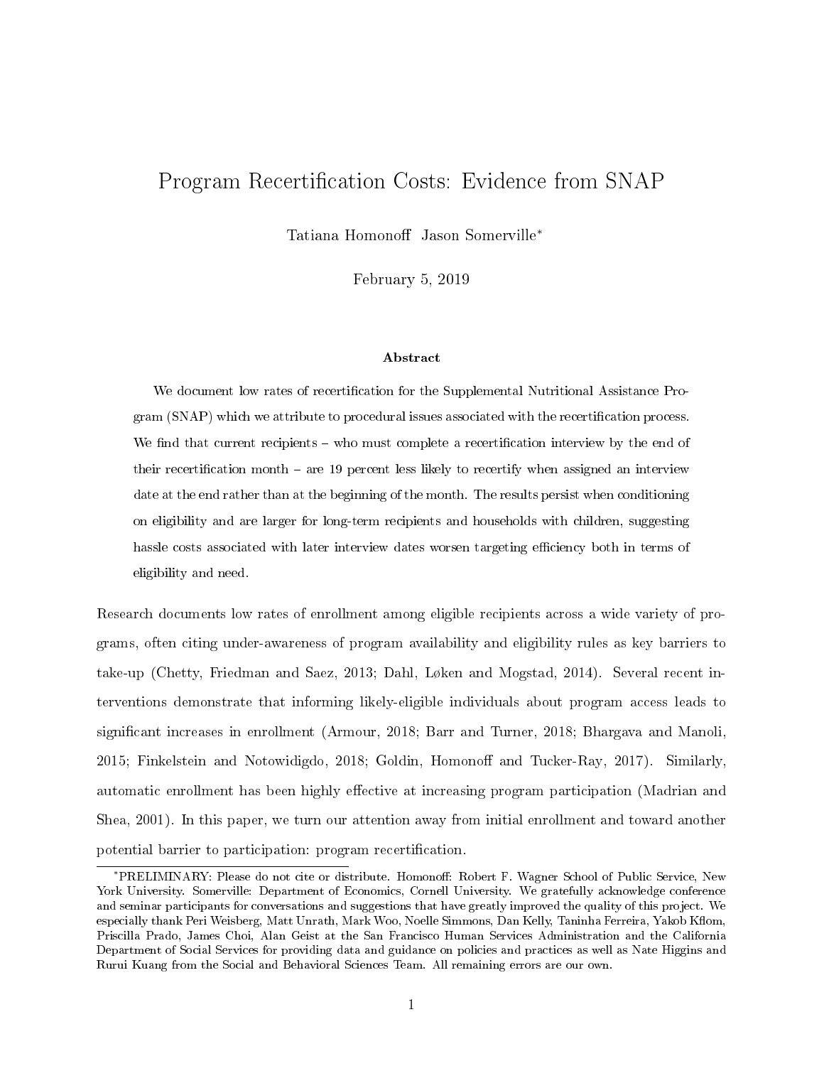# Program Recertification Costs: Evidence from SNAP

Tatiana Homonoff Jason Somerville*

February 5, 2019

### Abstract

We document low rates of recertification for the Supplemental Nutritional Assistance Program (SNAP) which we attribute to procedural issues associated with the recertification process. We find that current recipients – who must complete a recertification interview by the end of their recertification month – are 19 percent less likely to recertify when assigned an interview date at the end rather than at the beginning of the month. The results persist when conditioning on eligibility and are larger for long-term recipients and households with children, suggesting hassle costs associated with later interview dates worsen targeting efficiency both in terms of eligibility and need.

Research documents low rates of enrollment among eligible recipients across a wide variety of programs, often citing under-awareness of program availability and eligibility rules as key barriers to take-up (Chetty, Friedman and Saez, 2013; Dahl, Løken and Mogstad, 2014). Several recent interventions demonstrate that informing likely-eligible individuals about program access leads to significant increases in enrollment (Armour, 2018; Barr and Turner, 2018; Bhargava and Manoli, 2015; Finkelstein and Notowidigdo, 2018; Goldin, Homonoff and Tucker-Ray, 2017). Similarly, automatic enrollment has been highly effective at increasing program participation (Madrian and Shea, 2001). In this paper, we turn our attention away from initial enrollment and toward another potential barrier to participation: program recertification.

*PRELIMINARY: Please do not cite or distribute. Homonoff: Robert F. Wagner School of Public Service, New York University. Somerville: Department of Economics, Cornell University. We gratefully acknowledge conference and seminar participants for conversations and suggestions that have greatly improved the quality of this project. We especially thank Peri Weisberg, Matt Unrath, Mark Woo, Noelle Simmons, Dan Kelly, Taninha Ferreira, Yakob Kflom, Priscilla Prado, James Choi, Alan Geist at the San Francisco Human Services Administration and the California Department of Social Services for providing data and guidance on policies and practices as well as Nate Higgins and Rurui Kuang from the Social and Behavioral Sciences Team. All remaining errors are our own.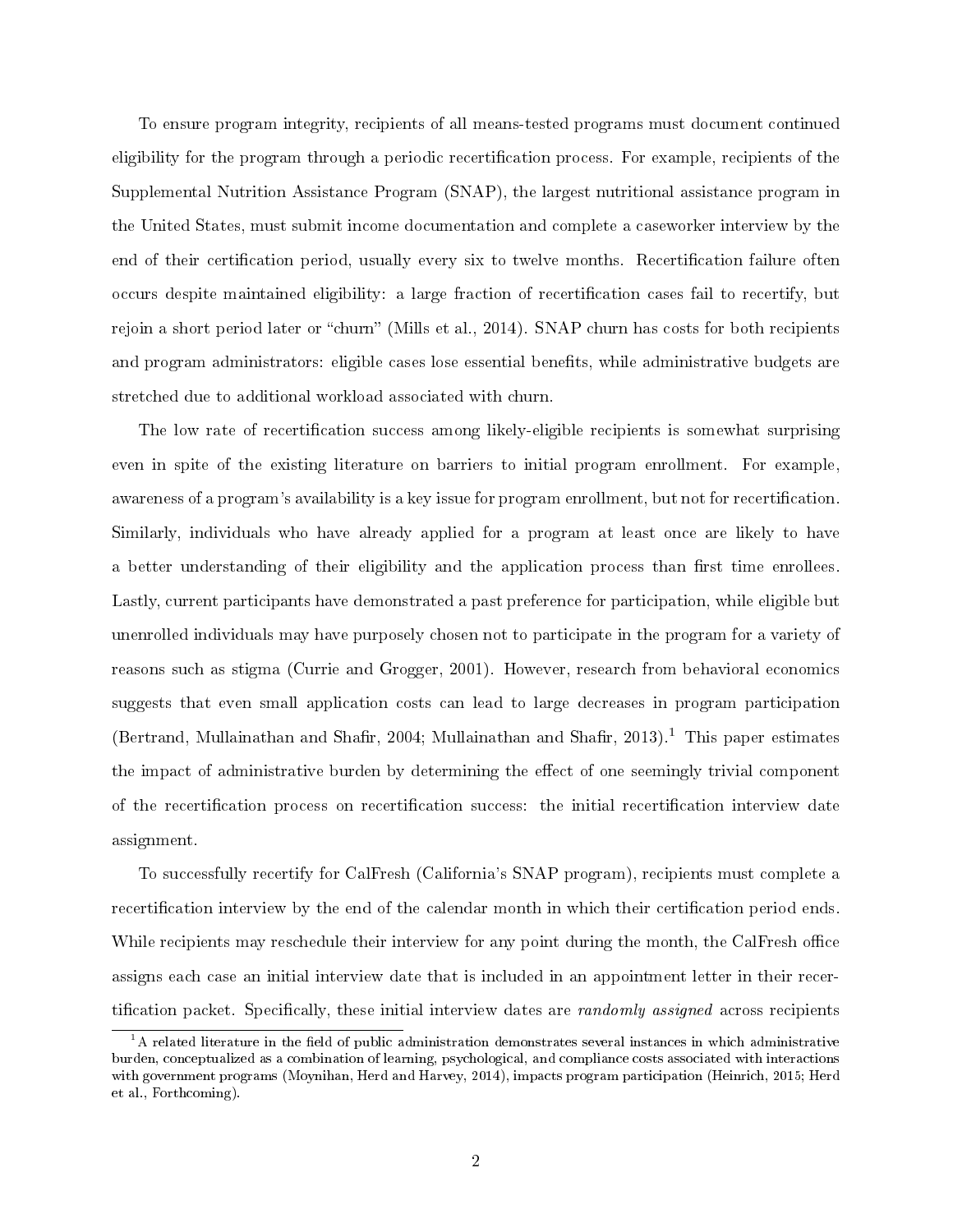To ensure program integrity, recipients of all means-tested programs must document continued eligibility for the program through a periodic recertification process. For example, recipients of the Supplemental Nutrition Assistance Program (SNAP), the largest nutritional assistance program in the United States, must submit income documentation and complete a caseworker interview by the end of their certification period, usually every six to twelve months. Recertification failure often occurs despite maintained eligibility: a large fraction of recertification cases fail to recertify, but rejoin a short period later or "churn" (Mills et al., 2014). SNAP churn has costs for both recipients and program administrators: eligible cases lose essential benefits, while administrative budgets are stretched due to additional workload associated with churn.

The low rate of recertification success among likely-eligible recipients is somewhat surprising even in spite of the existing literature on barriers to initial program enrollment. For example, awareness of a program's availability is a key issue for program enrollment, but not for recertification. Similarly, individuals who have already applied for a program at least once are likely to have a better understanding of their eligibility and the application process than first time enrollees. Lastly, current participants have demonstrated a past preference for participation, while eligible but unenrolled individuals may have purposely chosen not to participate in the program for a variety of reasons such as stigma (Currie and Grogger, 2001). However, research from behavioral economics suggests that even small application costs can lead to large decreases in program participation (Bertrand, Mullainathan and Shafir, 2004; Mullainathan and Shafir, 2013).[1] This paper estimates the impact of administrative burden by determining the effect of one seemingly trivial component of the recertification process on recertification success: the initial recertification interview date assignment.

To successfully recertify for CalFresh (California's SNAP program), recipients must complete a recertification interview by the end of the calendar month in which their certification period ends. While recipients may reschedule their interview for any point during the month, the CalFresh office assigns each case an initial interview date that is included in an appointment letter in their recertification packet. Specifically, these initial interview dates are *randomly assigned* across recipients

[1] A related literature in the field of public administration demonstrates several instances in which administrative burden, conceptualized as a combination of learning, psychological, and compliance costs associated with interactions with government programs (Moynihan, Herd and Harvey, 2014), impacts program participation (Heinrich, 2015; Herd et al., Forthcoming).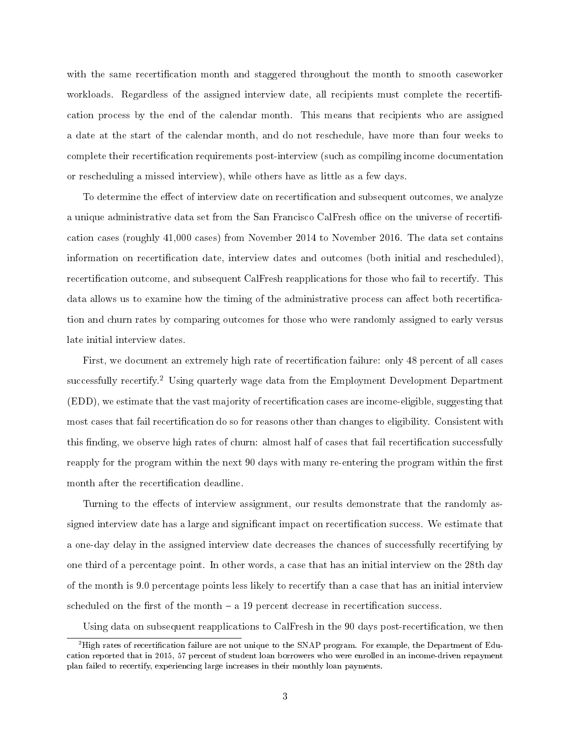with the same recertification month and staggered throughout the month to smooth caseworker workloads. Regardless of the assigned interview date, all recipients must complete the recertification process by the end of the calendar month. This means that recipients who are assigned a date at the start of the calendar month, and do not reschedule, have more than four weeks to complete their recertification requirements post-interview (such as compiling income documentation or rescheduling a missed interview), while others have as little as a few days.

To determine the effect of interview date on recertification and subsequent outcomes, we analyze a unique administrative data set from the San Francisco CalFresh office on the universe of recertification cases (roughly 41,000 cases) from November 2014 to November 2016. The data set contains information on recertification date, interview dates and outcomes (both initial and rescheduled), recertification outcome, and subsequent CalFresh reapplications for those who fail to recertify. This data allows us to examine how the timing of the administrative process can affect both recertification and churn rates by comparing outcomes for those who were randomly assigned to early versus late initial interview dates.

First, we document an extremely high rate of recertification failure: only 48 percent of all cases successfully recertify.[2] Using quarterly wage data from the Employment Development Department (EDD), we estimate that the vast majority of recertification cases are income-eligible, suggesting that most cases that fail recertification do so for reasons other than changes to eligibility. Consistent with this finding, we observe high rates of churn: almost half of cases that fail recertification successfully reapply for the program within the next 90 days with many re-entering the program within the first month after the recertification deadline.

Turning to the effects of interview assignment, our results demonstrate that the randomly assigned interview date has a large and significant impact on recertification success. We estimate that a one-day delay in the assigned interview date decreases the chances of successfully recertifying by one third of a percentage point. In other words, a case that has an initial interview on the 28th day of the month is 9.0 percentage points less likely to recertify than a case that has an initial interview scheduled on the first of the month – a 19 percent decrease in recertification success.

Using data on subsequent reapplications to CalFresh in the 90 days post-recertification, we then

[2] High rates of recertification failure are not unique to the SNAP program. For example, the Department of Education reported that in 2015, 57 percent of student loan borrowers who were enrolled in an income-driven repayment plan failed to recertify, experiencing large increases in their monthly loan payments.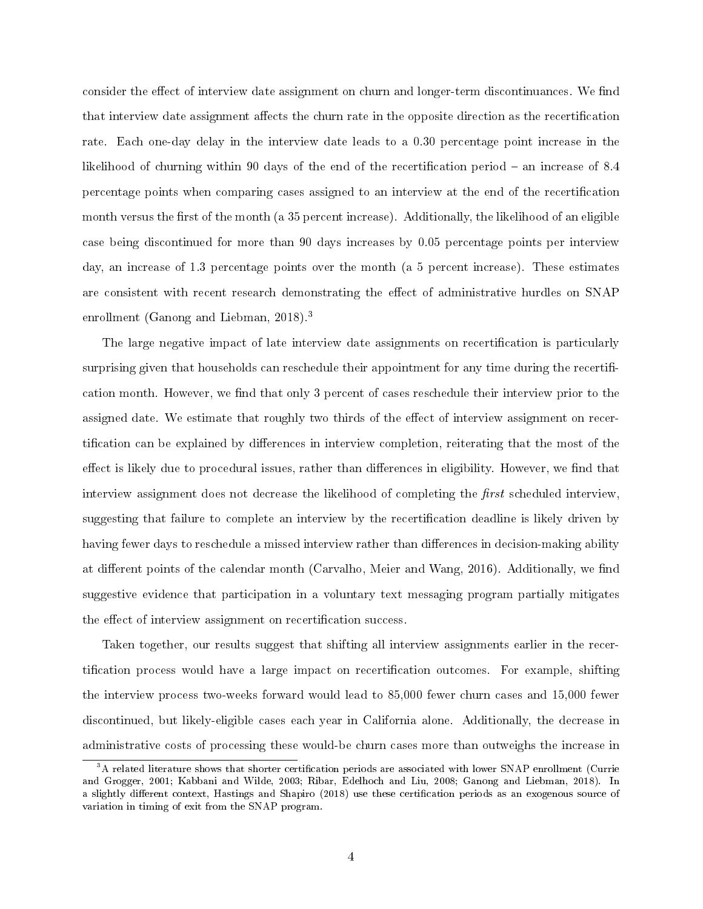consider the effect of interview date assignment on churn and longer-term discontinuances. We find that interview date assignment affects the churn rate in the opposite direction as the recertification rate. Each one-day delay in the interview date leads to a 0.30 percentage point increase in the likelihood of churning within 90 days of the end of the recertification period – an increase of 8.4 percentage points when comparing cases assigned to an interview at the end of the recertification month versus the first of the month (a 35 percent increase). Additionally, the likelihood of an eligible case being discontinued for more than 90 days increases by 0.05 percentage points per interview day, an increase of 1.3 percentage points over the month (a 5 percent increase). These estimates are consistent with recent research demonstrating the effect of administrative hurdles on SNAP enrollment (Ganong and Liebman, 2018).[3]

The large negative impact of late interview date assignments on recertification is particularly surprising given that households can reschedule their appointment for any time during the recertification month. However, we find that only 3 percent of cases reschedule their interview prior to the assigned date. We estimate that roughly two thirds of the effect of interview assignment on recertification can be explained by differences in interview completion, reiterating that the most of the effect is likely due to procedural issues, rather than differences in eligibility. However, we find that interview assignment does not decrease the likelihood of completing the *first* scheduled interview, suggesting that failure to complete an interview by the recertification deadline is likely driven by having fewer days to reschedule a missed interview rather than differences in decision-making ability at different points of the calendar month (Carvalho, Meier and Wang, 2016). Additionally, we find suggestive evidence that participation in a voluntary text messaging program partially mitigates the effect of interview assignment on recertification success.

Taken together, our results suggest that shifting all interview assignments earlier in the recertification process would have a large impact on recertification outcomes. For example, shifting the interview process two-weeks forward would lead to 85,000 fewer churn cases and 15,000 fewer discontinued, but likely-eligible cases each year in California alone. Additionally, the decrease in administrative costs of processing these would-be churn cases more than outweighs the increase in

[3] A related literature shows that shorter certification periods are associated with lower SNAP enrollment (Currie and Grogger, 2001; Kabbani and Wilde, 2003; Ribar, Edelhoch and Liu, 2008; Ganong and Liebman, 2018). In a slightly different context, Hastings and Shapiro (2018) use these certification periods as an exogenous source of variation in timing of exit from the SNAP program.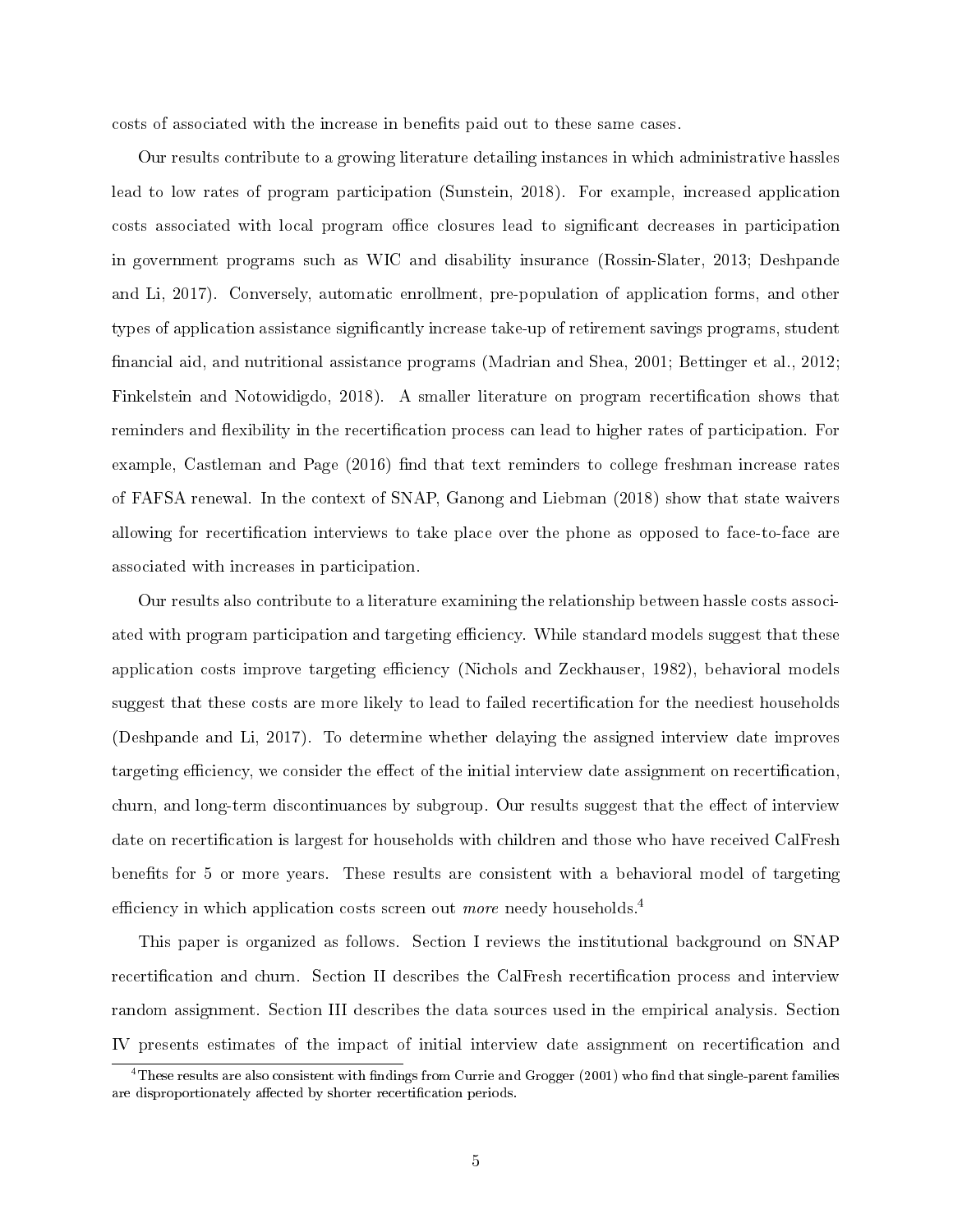costs of associated with the increase in benefits paid out to these same cases.

Our results contribute to a growing literature detailing instances in which administrative hassles lead to low rates of program participation (Sunstein, 2018). For example, increased application costs associated with local program office closures lead to significant decreases in participation in government programs such as WIC and disability insurance (Rossin-Slater, 2013; Deshpande and Li, 2017). Conversely, automatic enrollment, pre-population of application forms, and other types of application assistance significantly increase take-up of retirement savings programs, student financial aid, and nutritional assistance programs (Madrian and Shea, 2001; Bettinger et al., 2012; Finkelstein and Notowidigdo, 2018). A smaller literature on program recertification shows that reminders and flexibility in the recertification process can lead to higher rates of participation. For example, Castleman and Page (2016) find that text reminders to college freshman increase rates of FAFSA renewal. In the context of SNAP, Ganong and Liebman (2018) show that state waivers allowing for recertification interviews to take place over the phone as opposed to face-to-face are associated with increases in participation.

Our results also contribute to a literature examining the relationship between hassle costs associated with program participation and targeting efficiency. While standard models suggest that these application costs improve targeting efficiency (Nichols and Zeckhauser, 1982), behavioral models suggest that these costs are more likely to lead to failed recertification for the neediest households (Deshpande and Li, 2017). To determine whether delaying the assigned interview date improves targeting efficiency, we consider the effect of the initial interview date assignment on recertification, churn, and long-term discontinuances by subgroup. Our results suggest that the effect of interview date on recertification is largest for households with children and those who have received CalFresh benefits for 5 or more years. These results are consistent with a behavioral model of targeting efficiency in which application costs screen out *more* needy households.[4]

This paper is organized as follows. Section I reviews the institutional background on SNAP recertification and churn. Section II describes the CalFresh recertification process and interview random assignment. Section III describes the data sources used in the empirical analysis. Section IV presents estimates of the impact of initial interview date assignment on recertification and

[4]These results are also consistent with findings from Currie and Grogger (2001) who find that single-parent families are disproportionately affected by shorter recertification periods.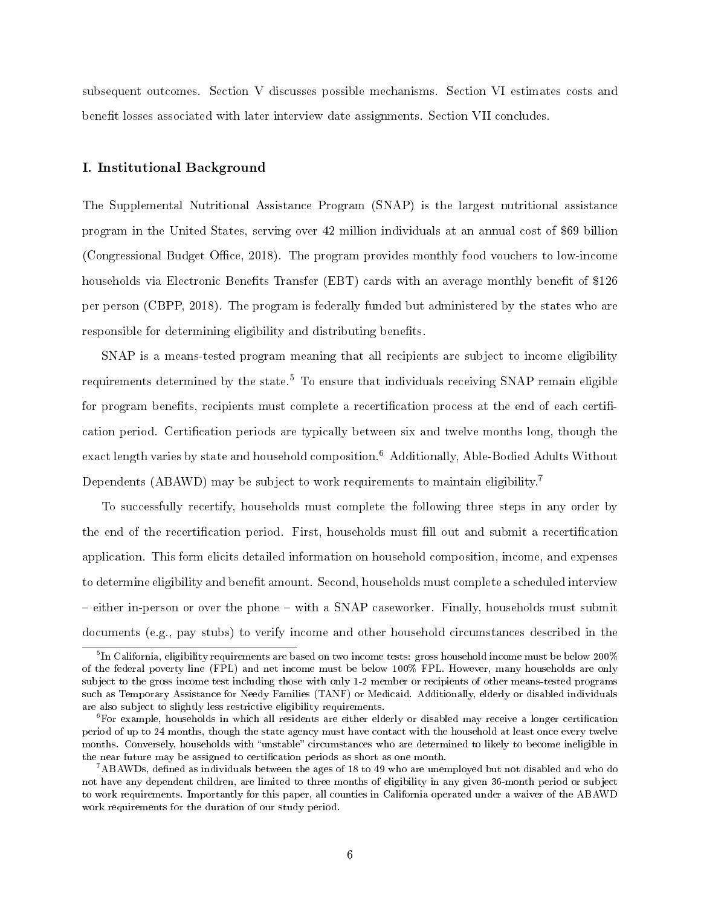subsequent outcomes. Section V discusses possible mechanisms. Section VI estimates costs and benefit losses associated with later interview date assignments. Section VII concludes.

## I. Institutional Background

The Supplemental Nutritional Assistance Program (SNAP) is the largest nutritional assistance program in the United States, serving over 42 million individuals at an annual cost of $69 billion (Congressional Budget Office, 2018). The program provides monthly food vouchers to low-income households via Electronic Benefits Transfer (EBT) cards with an average monthly benefit of $126 per person (CBPP, 2018). The program is federally funded but administered by the states who are responsible for determining eligibility and distributing benefits.

SNAP is a means-tested program meaning that all recipients are subject to income eligibility requirements determined by the state.[5] To ensure that individuals receiving SNAP remain eligible for program benefits, recipients must complete a recertification process at the end of each certification period. Certification periods are typically between six and twelve months long, though the exact length varies by state and household composition.[6] Additionally, Able-Bodied Adults Without Dependents (ABAWD) may be subject to work requirements to maintain eligibility.[7]

To successfully recertify, households must complete the following three steps in any order by the end of the recertification period. First, households must fill out and submit a recertification application. This form elicits detailed information on household composition, income, and expenses to determine eligibility and benefit amount. Second, households must complete a scheduled interview – either in-person or over the phone – with a SNAP caseworker. Finally, households must submit documents (e.g., pay stubs) to verify income and other household circumstances described in the

[5] In California, eligibility requirements are based on two income tests: gross household income must be below 200% of the federal poverty line (FPL) and net income must be below 100% FPL. However, many households are only subject to the gross income test including those with only 1-2 member or recipients of other means-tested programs such as Temporary Assistance for Needy Families (TANF) or Medicaid. Additionally, elderly or disabled individuals are also subject to slightly less restrictive eligibility requirements.

[6] For example, households in which all residents are either elderly or disabled may receive a longer certification period of up to 24 months, though the state agency must have contact with the household at least once every twelve months. Conversely, households with "unstable" circumstances who are determined to likely to become ineligible in the near future may be assigned to certification periods as short as one month.

[7] ABAWDs, defined as individuals between the ages of 18 to 49 who are unemployed but not disabled and who do not have any dependent children, are limited to three months of eligibility in any given 36-month period or subject to work requirements. Importantly for this paper, all counties in California operated under a waiver of the ABAWD work requirements for the duration of our study period.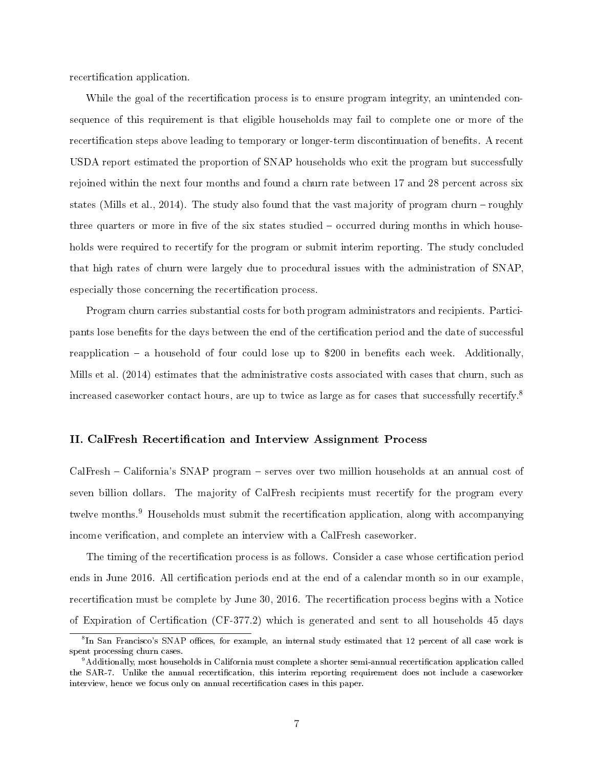recertification application.

While the goal of the recertification process is to ensure program integrity, an unintended consequence of this requirement is that eligible households may fail to complete one or more of the recertification steps above leading to temporary or longer-term discontinuation of benefits. A recent USDA report estimated the proportion of SNAP households who exit the program but successfully rejoined within the next four months and found a churn rate between 17 and 28 percent across six states (Mills et al., 2014). The study also found that the vast majority of program churn – roughly three quarters or more in five of the six states studied – occurred during months in which households were required to recertify for the program or submit interim reporting. The study concluded that high rates of churn were largely due to procedural issues with the administration of SNAP, especially those concerning the recertification process.

Program churn carries substantial costs for both program administrators and recipients. Participants lose benefits for the days between the end of the certification period and the date of successful reapplication – a household of four could lose up to $200 in benefits each week. Additionally, Mills et al. (2014) estimates that the administrative costs associated with cases that churn, such as increased caseworker contact hours, are up to twice as large as for cases that successfully recertify.[8]

### II. CalFresh Recertification and Interview Assignment Process

CalFresh – California's SNAP program – serves over two million households at an annual cost of seven billion dollars. The majority of CalFresh recipients must recertify for the program every twelve months.[9] Households must submit the recertification application, along with accompanying income verification, and complete an interview with a CalFresh caseworker.

The timing of the recertification process is as follows. Consider a case whose certification period ends in June 2016. All certification periods end at the end of a calendar month so in our example, recertification must be complete by June 30, 2016. The recertification process begins with a Notice of Expiration of Certification (CF-377.2) which is generated and sent to all households 45 days

[8] In San Francisco's SNAP offices, for example, an internal study estimated that 12 percent of all case work is spent processing churn cases.

[9] Additionally, most households in California must complete a shorter semi-annual recertification application called the SAR-7. Unlike the annual recertification, this interim reporting requirement does not include a caseworker interview, hence we focus only on annual recertification cases in this paper.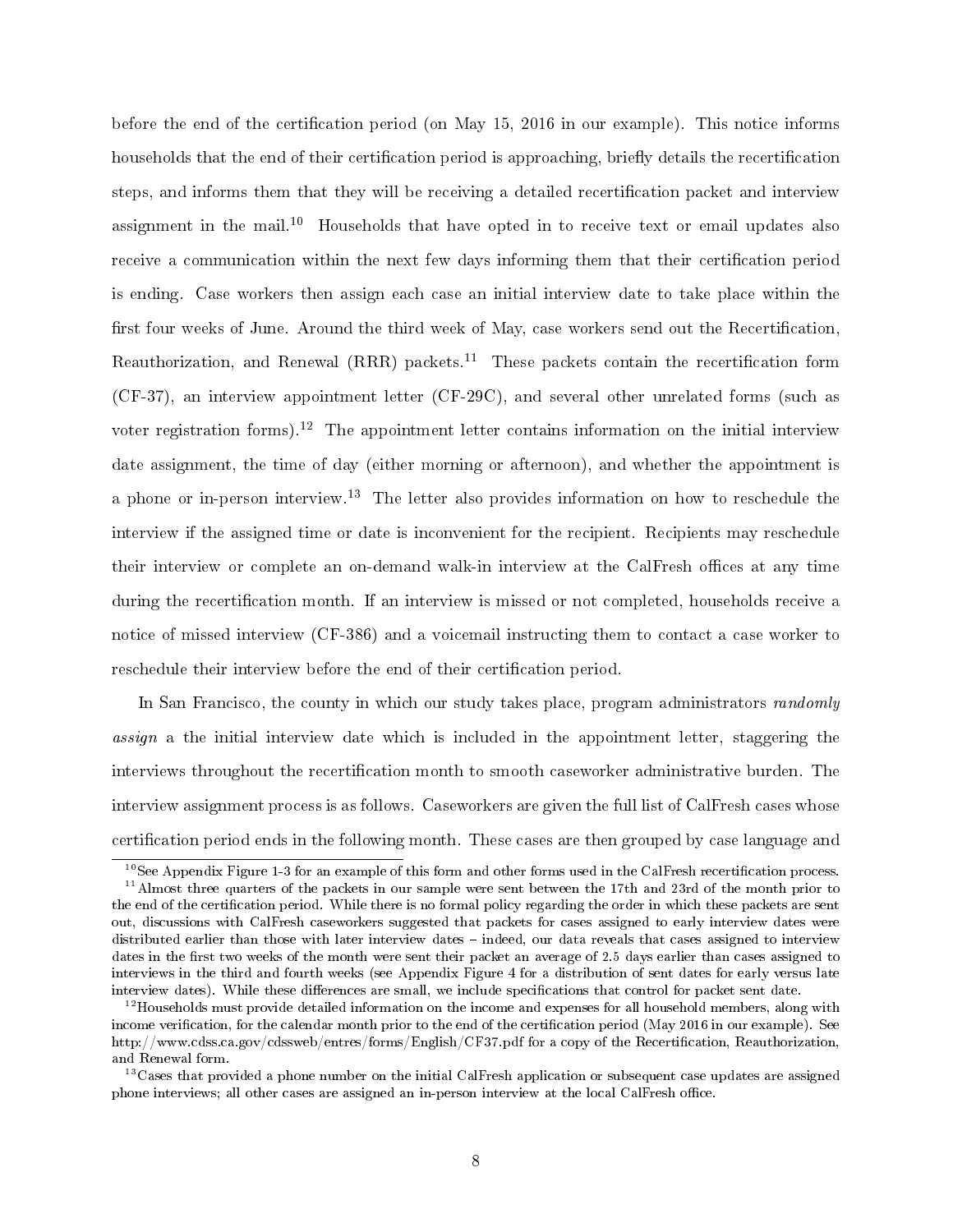before the end of the certification period (on May 15, 2016 in our example). This notice informs households that the end of their certification period is approaching, briefly details the recertification steps, and informs them that they will be receiving a detailed recertification packet and interview assignment in the mail.[10] Households that have opted in to receive text or email updates also receive a communication within the next few days informing them that their certification period is ending. Case workers then assign each case an initial interview date to take place within the first four weeks of June. Around the third week of May, case workers send out the Recertification, Reauthorization, and Renewal (RRR) packets.[11] These packets contain the recertification form (CF-37), an interview appointment letter (CF-29C), and several other unrelated forms (such as voter registration forms).[12] The appointment letter contains information on the initial interview date assignment, the time of day (either morning or afternoon), and whether the appointment is a phone or in-person interview.[13] The letter also provides information on how to reschedule the interview if the assigned time or date is inconvenient for the recipient. Recipients may reschedule their interview or complete an on-demand walk-in interview at the CalFresh offices at any time during the recertification month. If an interview is missed or not completed, households receive a notice of missed interview (CF-386) and a voicemail instructing them to contact a case worker to reschedule their interview before the end of their certification period.

In San Francisco, the county in which our study takes place, program administrators *randomly assign* a the initial interview date which is included in the appointment letter, staggering the interviews throughout the recertification month to smooth caseworker administrative burden. The interview assignment process is as follows. Caseworkers are given the full list of CalFresh cases whose certification period ends in the following month. These cases are then grouped by case language and

---

[10] See Appendix Figure 1-3 for an example of this form and other forms used in the CalFresh recertification process.

[11] Almost three quarters of the packets in our sample were sent between the 17th and 23rd of the month prior to the end of the certification period. While there is no formal policy regarding the order in which these packets are sent out, discussions with CalFresh caseworkers suggested that packets for cases assigned to early interview dates were distributed earlier than those with later interview dates – indeed, our data reveals that cases assigned to interview dates in the first two weeks of the month were sent their packet an average of 2.5 days earlier than cases assigned to interviews in the third and fourth weeks (see Appendix Figure 4 for a distribution of sent dates for early versus late interview dates). While these differences are small, we include specifications that control for packet sent date.

[12] Households must provide detailed information on the income and expenses for all household members, along with income verification, for the calendar month prior to the end of the certification period (May 2016 in our example). See http://www.cdss.ca.gov/cdssweb/entres/forms/English/CF37.pdf for a copy of the Recertification, Reauthorization, and Renewal form.

[13] Cases that provided a phone number on the initial CalFresh application or subsequent case updates are assigned phone interviews; all other cases are assigned an in-person interview at the local CalFresh office.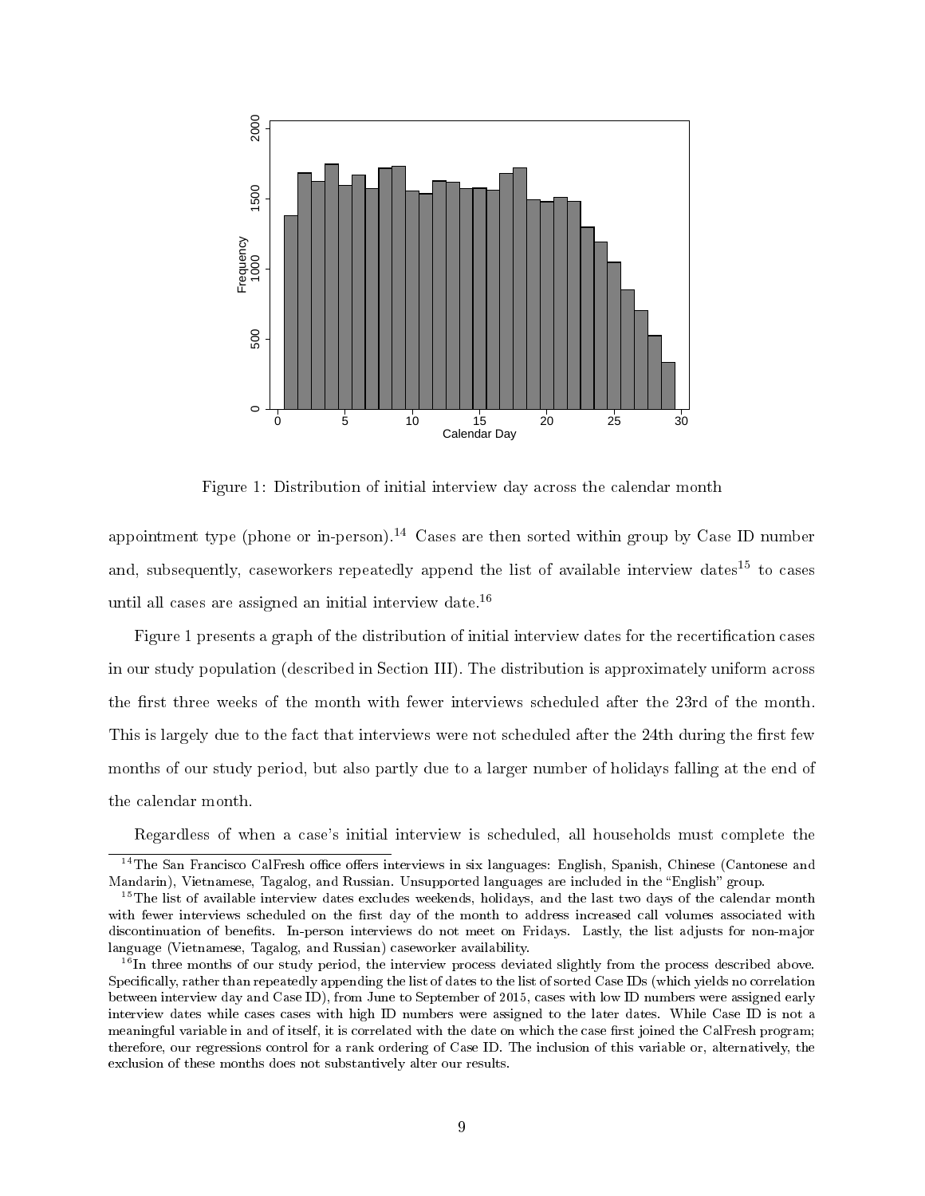Figure 1: Distribution of initial interview day across the calendar month

appointment type (phone or in-person).[14] Cases are then sorted within group by Case ID number and, subsequently, caseworkers repeatedly append the list of available interview dates[15] to cases until all cases are assigned an initial interview date.[16]

Figure 1 presents a graph of the distribution of initial interview dates for the recertification cases in our study population (described in Section III). The distribution is approximately uniform across the first three weeks of the month with fewer interviews scheduled after the 23rd of the month. This is largely due to the fact that interviews were not scheduled after the 24th during the first few months of our study period, but also partly due to a larger number of holidays falling at the end of the calendar month.

Regardless of when a case's initial interview is scheduled, all households must complete the

---

[14] The San Francisco CalFresh office offers interviews in six languages: English, Spanish, Chinese (Cantonese and Mandarin), Vietnamese, Tagalog, and Russian. Unsupported languages are included in the "English" group.

[15] The list of available interview dates excludes weekends, holidays, and the last two days of the calendar month with fewer interviews scheduled on the first day of the month to address increased call volumes associated with discontinuation of benefits. In-person interviews do not meet on Fridays. Lastly, the list adjusts for non-major language (Vietnamese, Tagalog, and Russian) caseworker availability.

[16] In three months of our study period, the interview process deviated slightly from the process described above. Specifically, rather than repeatedly appending the list of dates to the list of sorted Case IDs (which yields no correlation between interview day and Case ID), from June to September of 2015, cases with low ID numbers were assigned early interview dates while cases cases with high ID numbers were assigned to the later dates. While Case ID is not a meaningful variable in and of itself, it is correlated with the date on which the case first joined the CalFresh program; therefore, our regressions control for a rank ordering of Case ID. The inclusion of this variable or, alternatively, the exclusion of these months does not substantively alter our results.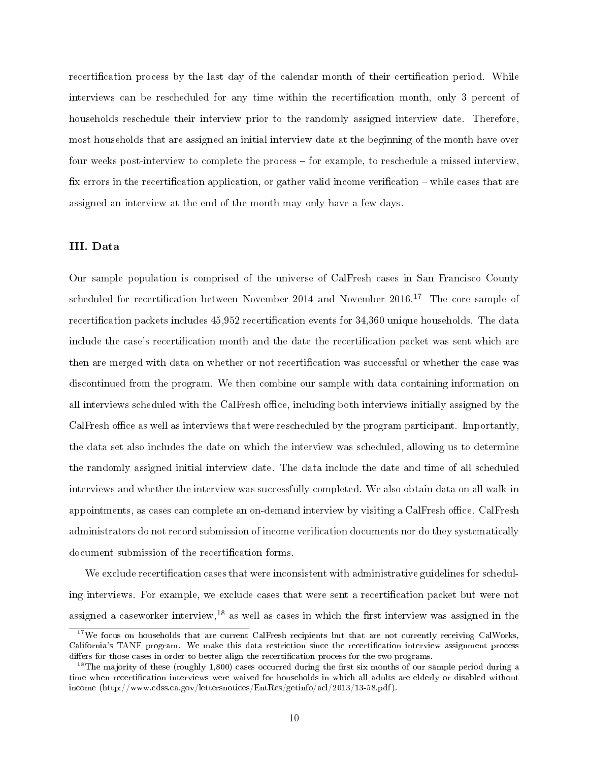recertification process by the last day of the calendar month of their certification period. While interviews can be rescheduled for any time within the recertification month, only 3 percent of households reschedule their interview prior to the randomly assigned interview date. Therefore, most households that are assigned an initial interview date at the beginning of the month have over four weeks post-interview to complete the process – for example, to reschedule a missed interview, fix errors in the recertification application, or gather valid income verification – while cases that are assigned an interview at the end of the month may only have a few days.

### III. Data

Our sample population is comprised of the universe of CalFresh cases in San Francisco County scheduled for recertification between November 2014 and November 2016.[17] The core sample of recertification packets includes 45,952 recertification events for 34,360 unique households. The data include the case's recertification month and the date the recertification packet was sent which are then are merged with data on whether or not recertification was successful or whether the case was discontinued from the program. We then combine our sample with data containing information on all interviews scheduled with the CalFresh office, including both interviews initially assigned by the CalFresh office as well as interviews that were rescheduled by the program participant. Importantly, the data set also includes the date on which the interview was scheduled, allowing us to determine the randomly assigned initial interview date. The data include the date and time of all scheduled interviews and whether the interview was successfully completed. We also obtain data on all walk-in appointments, as cases can complete an on-demand interview by visiting a CalFresh office. CalFresh administrators do not record submission of income verification documents nor do they systematically document submission of the recertification forms.

We exclude recertification cases that were inconsistent with administrative guidelines for scheduling interviews. For example, we exclude cases that were sent a recertification packet but were not assigned a caseworker interview,[18] as well as cases in which the first interview was assigned in the

[17] We focus on households that are current CalFresh recipients but that are not currently receiving CalWorks, California's TANF program. We make this data restriction since the recertification interview assignment process differs for those cases in order to better align the recertification process for the two programs.

[18] The majority of these (roughly 1,800) cases occurred during the first six months of our sample period during a time when recertification interviews were waived for households in which all adults are elderly or disabled without income (http://www.cdss.ca.gov/lettersnotices/EntRes/getinfo/acl/2013/13-58.pdf).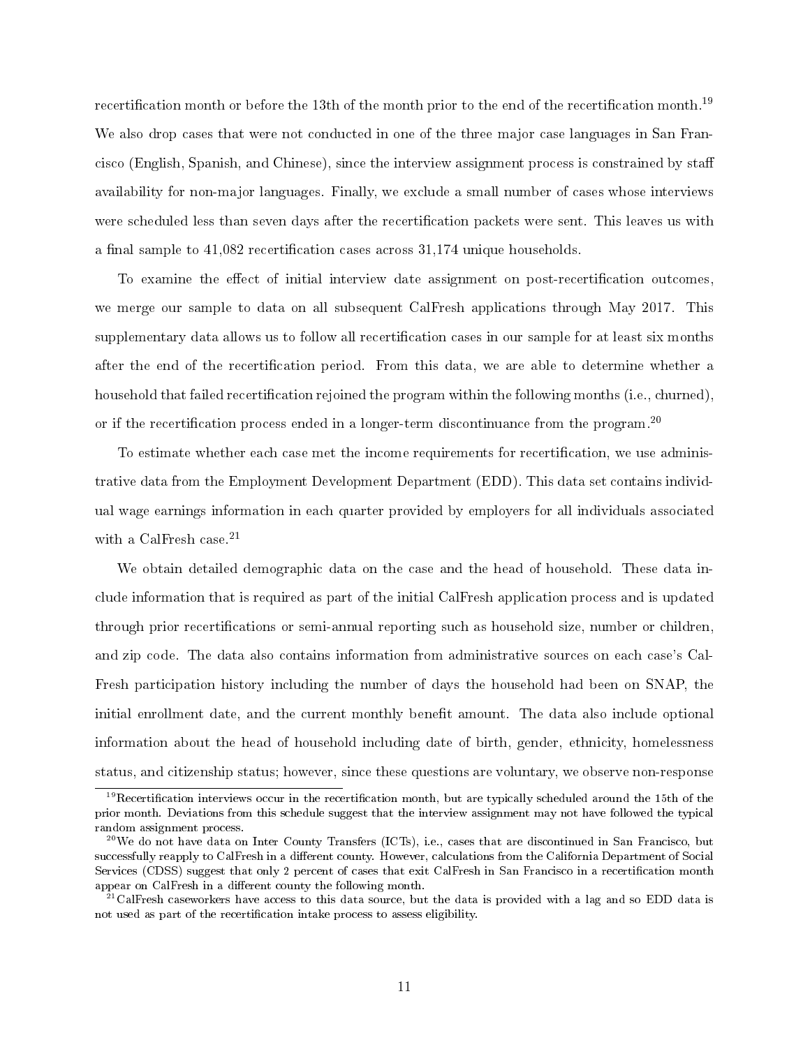recertification month or before the 13th of the month prior to the end of the recertification month.[19] We also drop cases that were not conducted in one of the three major case languages in San Francisco (English, Spanish, and Chinese), since the interview assignment process is constrained by staff availability for non-major languages. Finally, we exclude a small number of cases whose interviews were scheduled less than seven days after the recertification packets were sent. This leaves us with a final sample to 41,082 recertification cases across 31,174 unique households.

To examine the effect of initial interview date assignment on post-recertification outcomes, we merge our sample to data on all subsequent CalFresh applications through May 2017. This supplementary data allows us to follow all recertification cases in our sample for at least six months after the end of the recertification period. From this data, we are able to determine whether a household that failed recertification rejoined the program within the following months (i.e., churned), or if the recertification process ended in a longer-term discontinuance from the program.[20]

To estimate whether each case met the income requirements for recertification, we use administrative data from the Employment Development Department (EDD). This data set contains individual wage earnings information in each quarter provided by employers for all individuals associated with a CalFresh case.[21]

We obtain detailed demographic data on the case and the head of household. These data include information that is required as part of the initial CalFresh application process and is updated through prior recertifications or semi-annual reporting such as household size, number or children, and zip code. The data also contains information from administrative sources on each case's CalFresh participation history including the number of days the household had been on SNAP, the initial enrollment date, and the current monthly benefit amount. The data also include optional information about the head of household including date of birth, gender, ethnicity, homelessness status, and citizenship status; however, since these questions are voluntary, we observe non-response

[19] Recertification interviews occur in the recertification month, but are typically scheduled around the 15th of the prior month. Deviations from this schedule suggest that the interview assignment may not have followed the typical random assignment process.

[20] We do not have data on Inter County Transfers (ICTs), i.e., cases that are discontinued in San Francisco, but successfully reapply to CalFresh in a different county. However, calculations from the California Department of Social Services (CDSS) suggest that only 2 percent of cases that exit CalFresh in San Francisco in a recertification month appear on CalFresh in a different county the following month.

[21] CalFresh caseworkers have access to this data source, but the data is provided with a lag and so EDD data is not used as part of the recertification intake process to assess eligibility.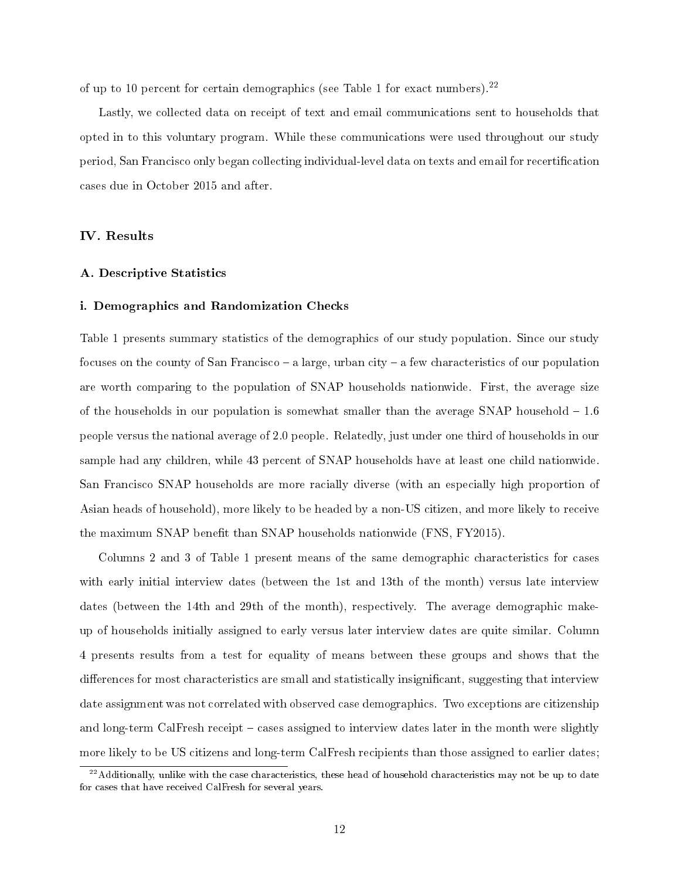of up to 10 percent for certain demographics (see Table 1 for exact numbers).[22]

Lastly, we collected data on receipt of text and email communications sent to households that opted in to this voluntary program. While these communications were used throughout our study period, San Francisco only began collecting individual-level data on texts and email for recertification cases due in October 2015 and after.

## IV. Results

### A. Descriptive Statistics

#### i. Demographics and Randomization Checks

Table 1 presents summary statistics of the demographics of our study population. Since our study focuses on the county of San Francisco – a large, urban city – a few characteristics of our population are worth comparing to the population of SNAP households nationwide. First, the average size of the households in our population is somewhat smaller than the average SNAP household – 1.6 people versus the national average of 2.0 people. Relatedly, just under one third of households in our sample had any children, while 43 percent of SNAP households have at least one child nationwide. San Francisco SNAP households are more racially diverse (with an especially high proportion of Asian heads of household), more likely to be headed by a non-US citizen, and more likely to receive the maximum SNAP benefit than SNAP households nationwide (FNS, FY2015).

Columns 2 and 3 of Table 1 present means of the same demographic characteristics for cases with early initial interview dates (between the 1st and 13th of the month) versus late interview dates (between the 14th and 29th of the month), respectively. The average demographic make-up of households initially assigned to early versus later interview dates are quite similar. Column 4 presents results from a test for equality of means between these groups and shows that the differences for most characteristics are small and statistically insignificant, suggesting that interview date assignment was not correlated with observed case demographics. Two exceptions are citizenship and long-term CalFresh receipt – cases assigned to interview dates later in the month were slightly more likely to be US citizens and long-term CalFresh recipients than those assigned to earlier dates;

[22] Additionally, unlike with the case characteristics, these head of household characteristics may not be up to date for cases that have received CalFresh for several years.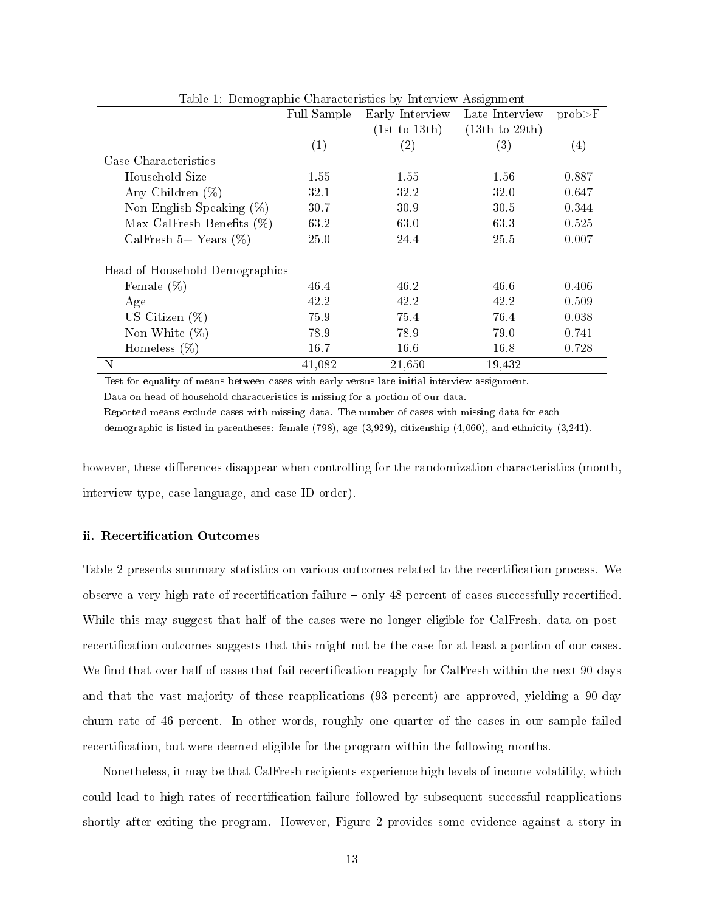Table 1: Demographic Characteristics by Interview Assignment

| | Full Sample | Early Interview (1st to 13th) | Late Interview (13th to 29th) | prob>F |
|---|---|---|---|---|
| | (1) | (2) | (3) | (4) |
| Case Characteristics | | | | |
| Household Size | 1.55 | 1.55 | 1.56 | 0.887 |
| Any Children (%) | 32.1 | 32.2 | 32.0 | 0.647 |
| Non-English Speaking (%) | 30.7 | 30.9 | 30.5 | 0.344 |
| Max CalFresh Benefits (%) | 63.2 | 63.0 | 63.3 | 0.525 |
| CalFresh 5+ Years (%) | 25.0 | 24.4 | 25.5 | 0.007 |
| Head of Household Demographics | | | | |
| Female (%) | 46.4 | 46.2 | 46.6 | 0.406 |
| Age | 42.2 | 42.2 | 42.2 | 0.509 |
| US Citizen (%) | 75.9 | 75.4 | 76.4 | 0.038 |
| Non-White (%) | 78.9 | 78.9 | 79.0 | 0.741 |
| Homeless (%) | 16.7 | 16.6 | 16.8 | 0.728 |
| N | 41,082 | 21,650 | 19,432 | |

Test for equality of means between cases with early versus late initial interview assignment.
Data on head of household characteristics is missing for a portion of our data.
Reported means exclude cases with missing data. The number of cases with missing data for each demographic is listed in parentheses: female (798), age (3,929), citizenship (4,060), and ethnicity (3,241).

however, these differences disappear when controlling for the randomization characteristics (month, interview type, case language, and case ID order).

### ii. Recertification Outcomes

Table 2 presents summary statistics on various outcomes related to the recertification process. We observe a very high rate of recertification failure – only 48 percent of cases successfully recertified. While this may suggest that half of the cases were no longer eligible for CalFresh, data on post-recertification outcomes suggests that this might not be the case for at least a portion of our cases. We find that over half of cases that fail recertification reapply for CalFresh within the next 90 days and that the vast majority of these reapplications (93 percent) are approved, yielding a 90-day churn rate of 46 percent. In other words, roughly one quarter of the cases in our sample failed recertification, but were deemed eligible for the program within the following months.

Nonetheless, it may be that CalFresh recipients experience high levels of income volatility, which could lead to high rates of recertification failure followed by subsequent successful reapplications shortly after exiting the program. However, Figure 2 provides some evidence against a story in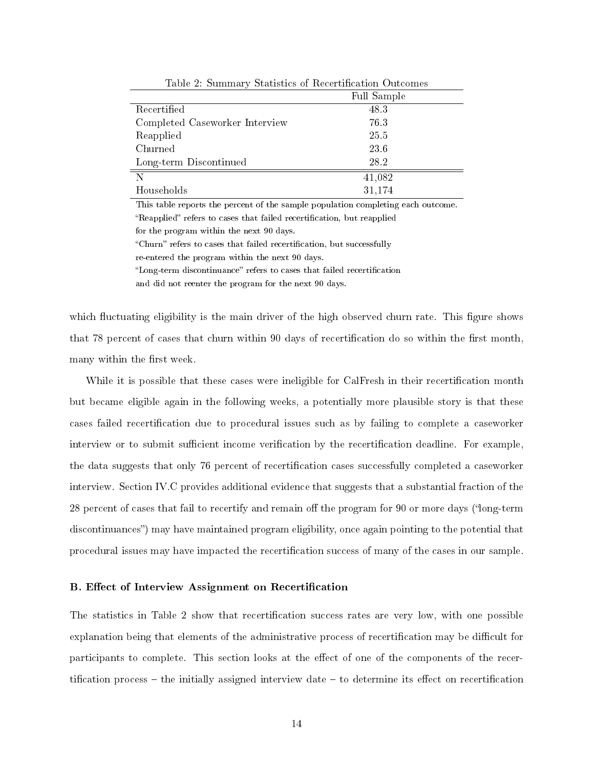Table 2: Summary Statistics of Recertification Outcomes

| | Full Sample |
|---|---|
| Recertified | 48.3 |
| Completed Caseworker Interview | 76.3 |
| Reapplied | 25.5 |
| Churned | 23.6 |
| Long-term Discontinued | 28.2 |
| N | 41,082 |
| Households | 31,174 |

This table reports the percent of the sample population completing each outcome.
"Reapplied" refers to cases that failed recertification, but reapplied for the program within the next 90 days.
"Churn" refers to cases that failed recertification, but successfully re-entered the program within the next 90 days.
"Long-term discontinuance" refers to cases that failed recertification and did not reenter the program for the next 90 days.

which fluctuating eligibility is the main driver of the high observed churn rate. This figure shows that 78 percent of cases that churn within 90 days of recertification do so within the first month, many within the first week.

While it is possible that these cases were ineligible for CalFresh in their recertification month but became eligible again in the following weeks, a potentially more plausible story is that these cases failed recertification due to procedural issues such as by failing to complete a caseworker interview or to submit sufficient income verification by the recertification deadline. For example, the data suggests that only 76 percent of recertification cases successfully completed a caseworker interview. Section IV.C provides additional evidence that suggests that a substantial fraction of the 28 percent of cases that fail to recertify and remain off the program for 90 or more days ("long-term discontinuances") may have maintained program eligibility, once again pointing to the potential that procedural issues may have impacted the recertification success of many of the cases in our sample.

### B. Effect of Interview Assignment on Recertification

The statistics in Table 2 show that recertification success rates are very low, with one possible explanation being that elements of the administrative process of recertification may be difficult for participants to complete. This section looks at the effect of one of the components of the recertification process – the initially assigned interview date – to determine its effect on recertification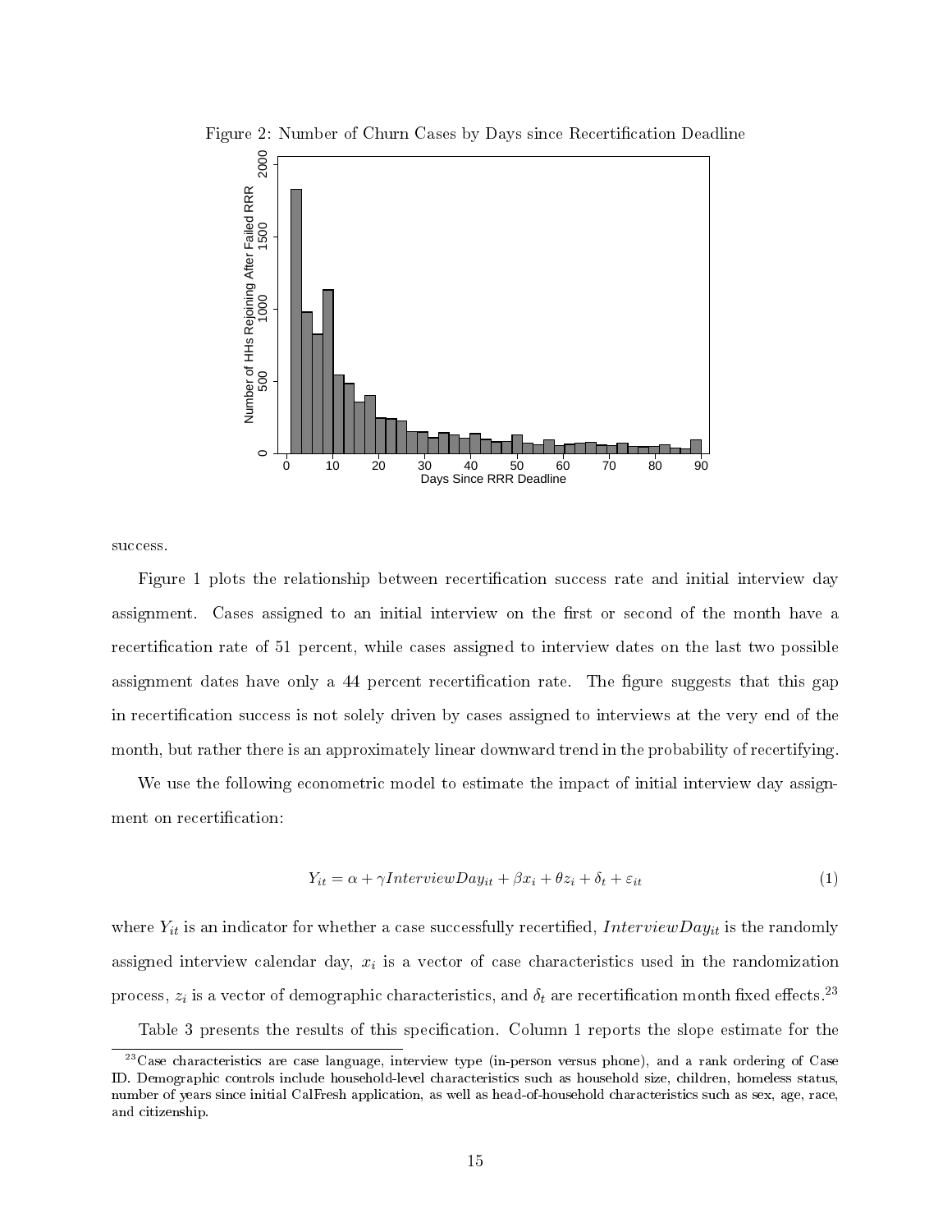Figure 2: Number of Churn Cases by Days since Recertification Deadline

success.

Figure 1 plots the relationship between recertification success rate and initial interview day assignment. Cases assigned to an initial interview on the first or second of the month have a recertification rate of 51 percent, while cases assigned to interview dates on the last two possible assignment dates have only a 44 percent recertification rate. The figure suggests that this gap in recertification success is not solely driven by cases assigned to interviews at the very end of the month, but rather there is an approximately linear downward trend in the probability of recertifying.

We use the following econometric model to estimate the impact of initial interview day assignment on recertification:

$$Y_{it} = \alpha + \gamma InterviewDay_{it} + \beta x_i + \theta z_i + \delta_t + \varepsilon_{it} \tag{1}$$

where $Y_{it}$ is an indicator for whether a case successfully recertified, $InterviewDay_{it}$ is the randomly assigned interview calendar day, $x_i$ is a vector of case characteristics used in the randomization process, $z_i$ is a vector of demographic characteristics, and $\delta_t$ are recertification month fixed effects.[23]

Table 3 presents the results of this specification. Column 1 reports the slope estimate for the

[23] Case characteristics are case language, interview type (in-person versus phone), and a rank ordering of Case ID. Demographic controls include household-level characteristics such as household size, children, homeless status, number of years since initial CalFresh application, as well as head-of-household characteristics such as sex, age, race, and citizenship.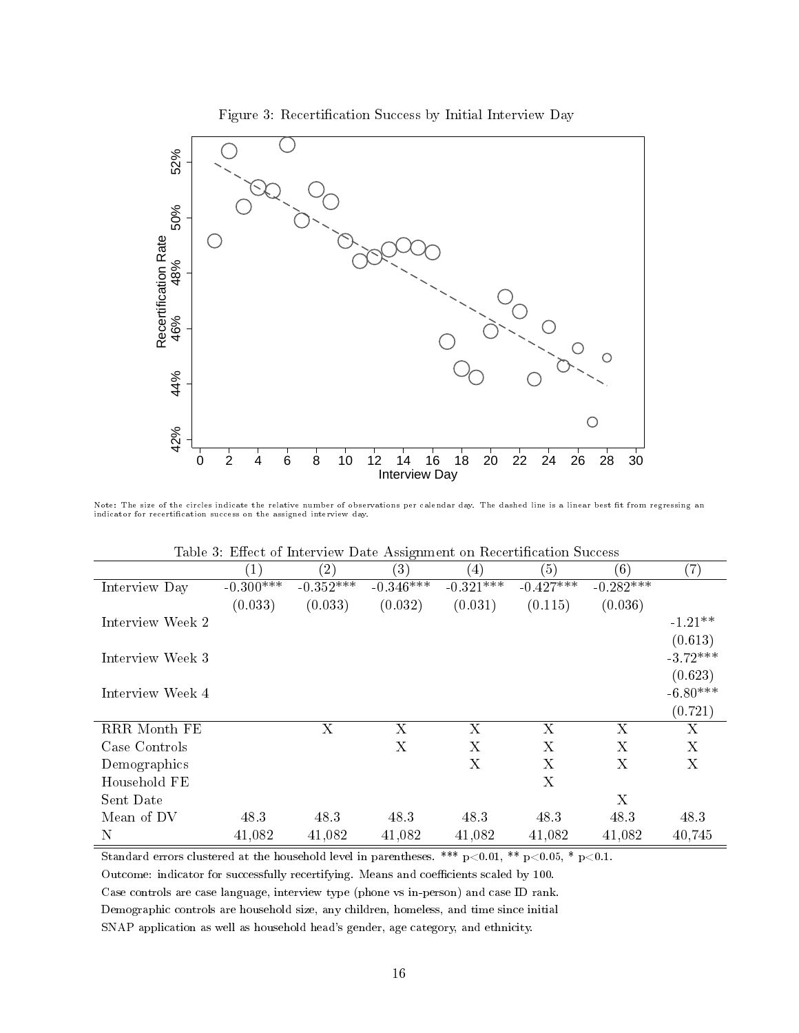Figure 3: Recertification Success by Initial Interview Day

Note: The size of the circles indicate the relative number of observations per calendar day. The dashed line is a linear best fit from regressing an indicator for recertification success on the assigned interview day.

Table 3: Effect of Interview Date Assignment on Recertification Success

| | (1) | (2) | (3) | (4) | (5) | (6) | (7) |
|---|---|---|---|---|---|---|---|
| Interview Day | -0.300*** | -0.352*** | -0.346*** | -0.321*** | -0.427*** | -0.282*** | |
| | (0.033) | (0.033) | (0.032) | (0.031) | (0.115) | (0.036) | |
| Interview Week 2 | | | | | | | -1.21** |
| | | | | | | | (0.613) |
| Interview Week 3 | | | | | | | -3.72*** |
| | | | | | | | (0.623) |
| Interview Week 4 | | | | | | | -6.80*** |
| | | | | | | | (0.721) |
| RRR Month FE | | X | X | X | X | X | X |
| Case Controls | | | X | X | X | X | X |
| Demographics | | | | X | X | X | X |
| Household FE | | | | | X | | |
| Sent Date | | | | | | X | |
| Mean of DV | 48.3 | 48.3 | 48.3 | 48.3 | 48.3 | 48.3 | 48.3 |
| N | 41,082 | 41,082 | 41,082 | 41,082 | 41,082 | 41,082 | 40,745 |

Standard errors clustered at the household level in parentheses. *** $p<0.01$, ** $p<0.05$, * $p<0.1$.

Outcome: indicator for successfully recertifying. Means and coefficients scaled by 100.

Case controls are case language, interview type (phone vs in-person) and case ID rank.

Demographic controls are household size, any children, homeless, and time since initial SNAP application as well as household head's gender, age category, and ethnicity.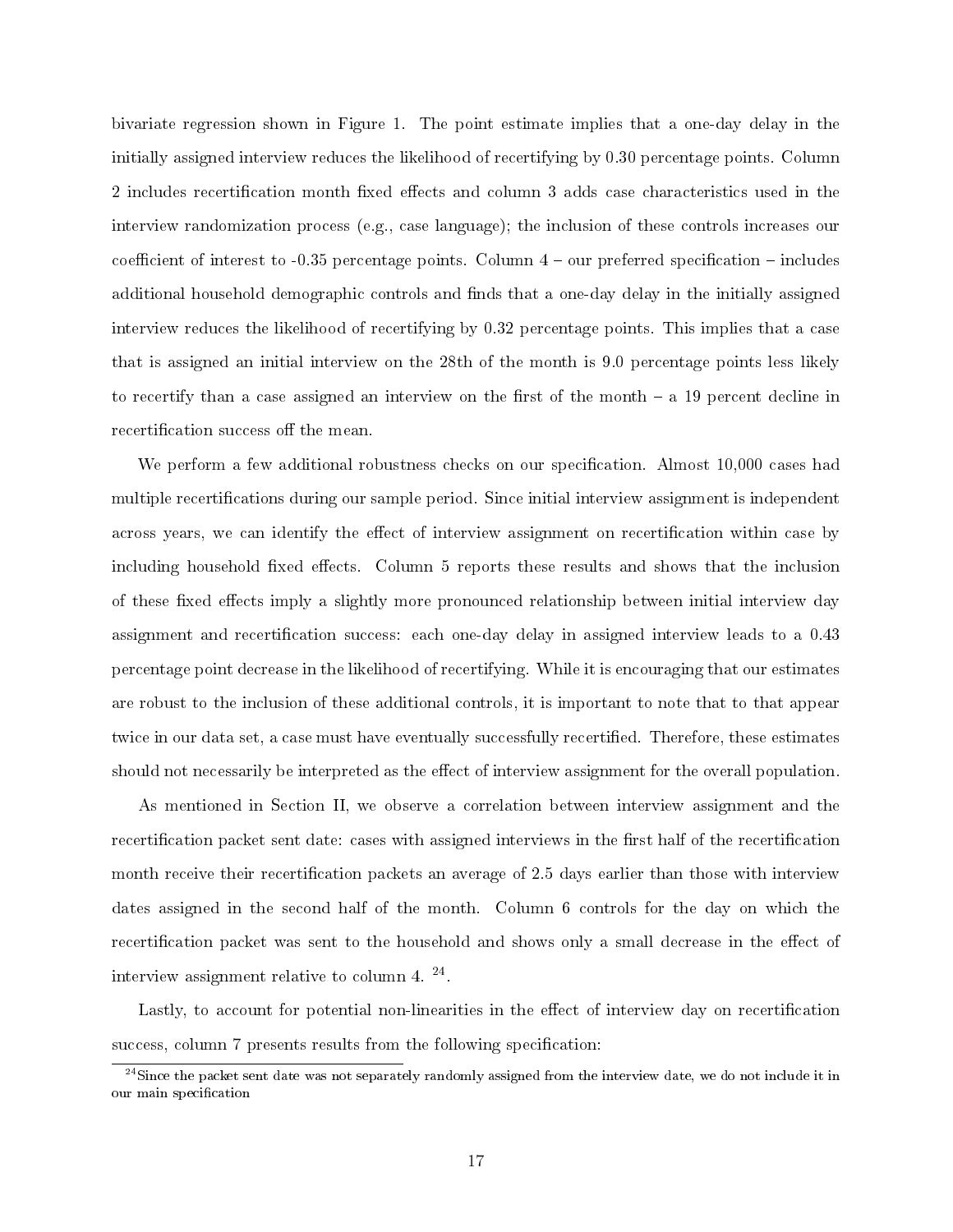bivariate regression shown in Figure 1. The point estimate implies that a one-day delay in the initially assigned interview reduces the likelihood of recertifying by 0.30 percentage points. Column 2 includes recertification month fixed effects and column 3 adds case characteristics used in the interview randomization process (e.g., case language); the inclusion of these controls increases our coefficient of interest to -0.35 percentage points. Column 4 – our preferred specification – includes additional household demographic controls and finds that a one-day delay in the initially assigned interview reduces the likelihood of recertifying by 0.32 percentage points. This implies that a case that is assigned an initial interview on the 28th of the month is 9.0 percentage points less likely to recertify than a case assigned an interview on the first of the month – a 19 percent decline in recertification success off the mean.

We perform a few additional robustness checks on our specification. Almost 10,000 cases had multiple recertifications during our sample period. Since initial interview assignment is independent across years, we can identify the effect of interview assignment on recertification within case by including household fixed effects. Column 5 reports these results and shows that the inclusion of these fixed effects imply a slightly more pronounced relationship between initial interview day assignment and recertification success: each one-day delay in assigned interview leads to a 0.43 percentage point decrease in the likelihood of recertifying. While it is encouraging that our estimates are robust to the inclusion of these additional controls, it is important to note that to that appear twice in our data set, a case must have eventually successfully recertified. Therefore, these estimates should not necessarily be interpreted as the effect of interview assignment for the overall population.

As mentioned in Section II, we observe a correlation between interview assignment and the recertification packet sent date: cases with assigned interviews in the first half of the recertification month receive their recertification packets an average of 2.5 days earlier than those with interview dates assigned in the second half of the month. Column 6 controls for the day on which the recertification packet was sent to the household and shows only a small decrease in the effect of interview assignment relative to column 4. [24].

Lastly, to account for potential non-linearities in the effect of interview day on recertification success, column 7 presents results from the following specification:

[24] Since the packet sent date was not separately randomly assigned from the interview date, we do not include it in our main specification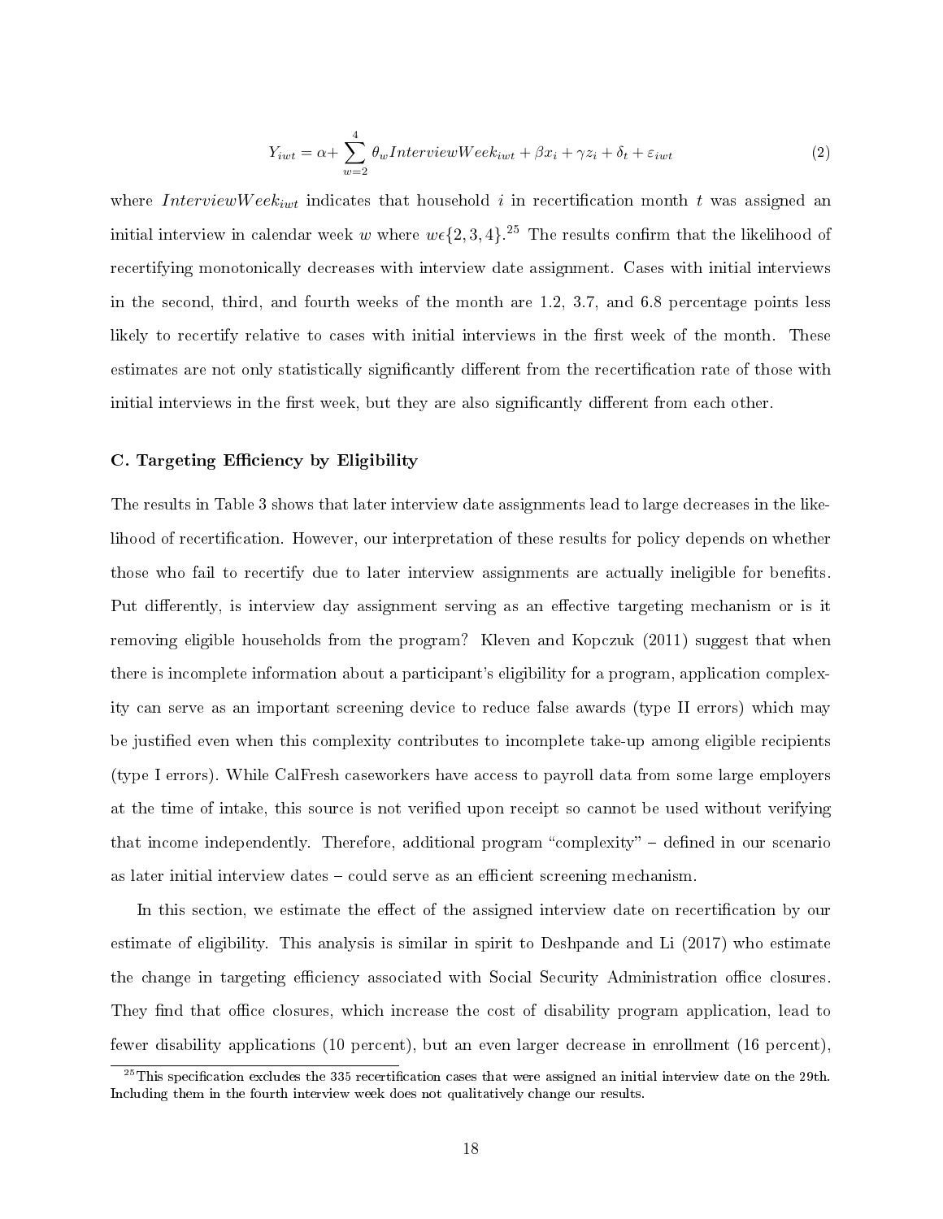$$Y_{iwt} = \alpha + \sum_{w=2}^{4} \theta_w InterviewWeek_{iwt} + \beta x_i + \gamma z_i + \delta_t + \varepsilon_{iwt} \quad (2)$$

where $InterviewWeek_{iwt}$ indicates that household $i$ in recertification month $t$ was assigned an initial interview in calendar week $w$ where $w \epsilon \{2, 3, 4\}$.[25] The results confirm that the likelihood of recertifying monotonically decreases with interview date assignment. Cases with initial interviews in the second, third, and fourth weeks of the month are 1.2, 3.7, and 6.8 percentage points less likely to recertify relative to cases with initial interviews in the first week of the month. These estimates are not only statistically significantly different from the recertification rate of those with initial interviews in the first week, but they are also significantly different from each other.

### C. Targeting Efficiency by Eligibility

The results in Table 3 shows that later interview date assignments lead to large decreases in the likelihood of recertification. However, our interpretation of these results for policy depends on whether those who fail to recertify due to later interview assignments are actually ineligible for benefits. Put differently, is interview day assignment serving as an effective targeting mechanism or is it removing eligible households from the program? Kleven and Kopczuk (2011) suggest that when there is incomplete information about a participant's eligibility for a program, application complexity can serve as an important screening device to reduce false awards (type II errors) which may be justified even when this complexity contributes to incomplete take-up among eligible recipients (type I errors). While CalFresh caseworkers have access to payroll data from some large employers at the time of intake, this source is not verified upon receipt so cannot be used without verifying that income independently. Therefore, additional program "complexity" – defined in our scenario as later initial interview dates – could serve as an efficient screening mechanism.

In this section, we estimate the effect of the assigned interview date on recertification by our estimate of eligibility. This analysis is similar in spirit to Deshpande and Li (2017) who estimate the change in targeting efficiency associated with Social Security Administration office closures. They find that office closures, which increase the cost of disability program application, lead to fewer disability applications (10 percent), but an even larger decrease in enrollment (16 percent),

[25] This specification excludes the 335 recertification cases that were assigned an initial interview date on the 29th. Including them in the fourth interview week does not qualitatively change our results.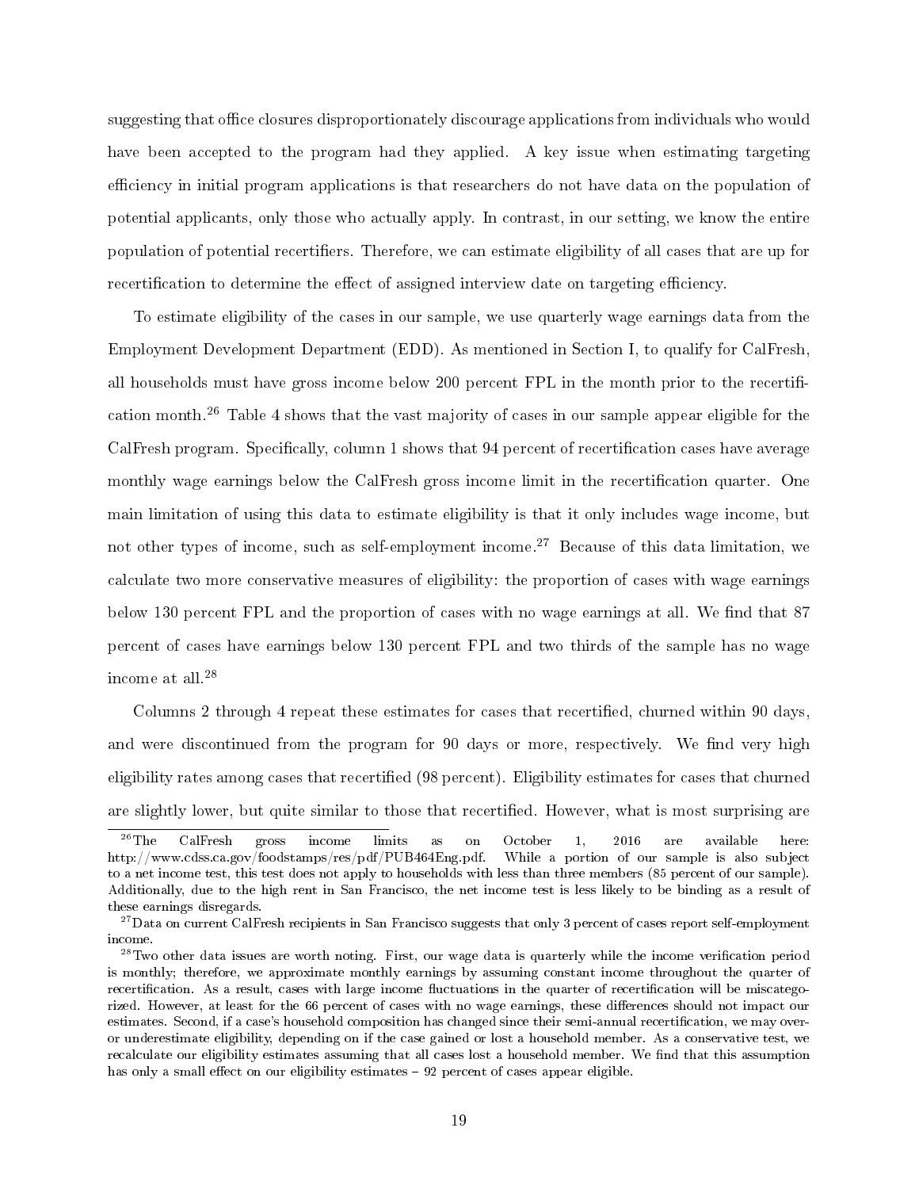suggesting that office closures disproportionately discourage applications from individuals who would have been accepted to the program had they applied. A key issue when estimating targeting efficiency in initial program applications is that researchers do not have data on the population of potential applicants, only those who actually apply. In contrast, in our setting, we know the entire population of potential recertifiers. Therefore, we can estimate eligibility of all cases that are up for recertification to determine the effect of assigned interview date on targeting efficiency.

To estimate eligibility of the cases in our sample, we use quarterly wage earnings data from the Employment Development Department (EDD). As mentioned in Section I, to qualify for CalFresh, all households must have gross income below 200 percent FPL in the month prior to the recertification month.[26] Table 4 shows that the vast majority of cases in our sample appear eligible for the CalFresh program. Specifically, column 1 shows that 94 percent of recertification cases have average monthly wage earnings below the CalFresh gross income limit in the recertification quarter. One main limitation of using this data to estimate eligibility is that it only includes wage income, but not other types of income, such as self-employment income.[27] Because of this data limitation, we calculate two more conservative measures of eligibility: the proportion of cases with wage earnings below 130 percent FPL and the proportion of cases with no wage earnings at all. We find that 87 percent of cases have earnings below 130 percent FPL and two thirds of the sample has no wage income at all.[28]

Columns 2 through 4 repeat these estimates for cases that recertified, churned within 90 days, and were discontinued from the program for 90 days or more, respectively. We find very high eligibility rates among cases that recertified (98 percent). Eligibility estimates for cases that churned are slightly lower, but quite similar to those that recertified. However, what is most surprising are

---

[26] The CalFresh gross income limits as on October 1, 2016 are available here: http://www.cdss.ca.gov/foodstamps/res/pdf/PUB464Eng.pdf. While a portion of our sample is also subject to a net income test, this test does not apply to households with less than three members (85 percent of our sample). Additionally, due to the high rent in San Francisco, the net income test is less likely to be binding as a result of these earnings disregards.

[27] Data on current CalFresh recipients in San Francisco suggests that only 3 percent of cases report self-employment income.

[28] Two other data issues are worth noting. First, our wage data is quarterly while the income verification period is monthly; therefore, we approximate monthly earnings by assuming constant income throughout the quarter of recertification. As a result, cases with large income fluctuations in the quarter of recertification will be miscategorized. However, at least for the 66 percent of cases with no wage earnings, these differences should not impact our estimates. Second, if a case's household composition has changed since their semi-annual recertification, we may over- or underestimate eligibility, depending on if the case gained or lost a household member. As a conservative test, we recalculate our eligibility estimates assuming that all cases lost a household member. We find that this assumption has only a small effect on our eligibility estimates – 92 percent of cases appear eligible.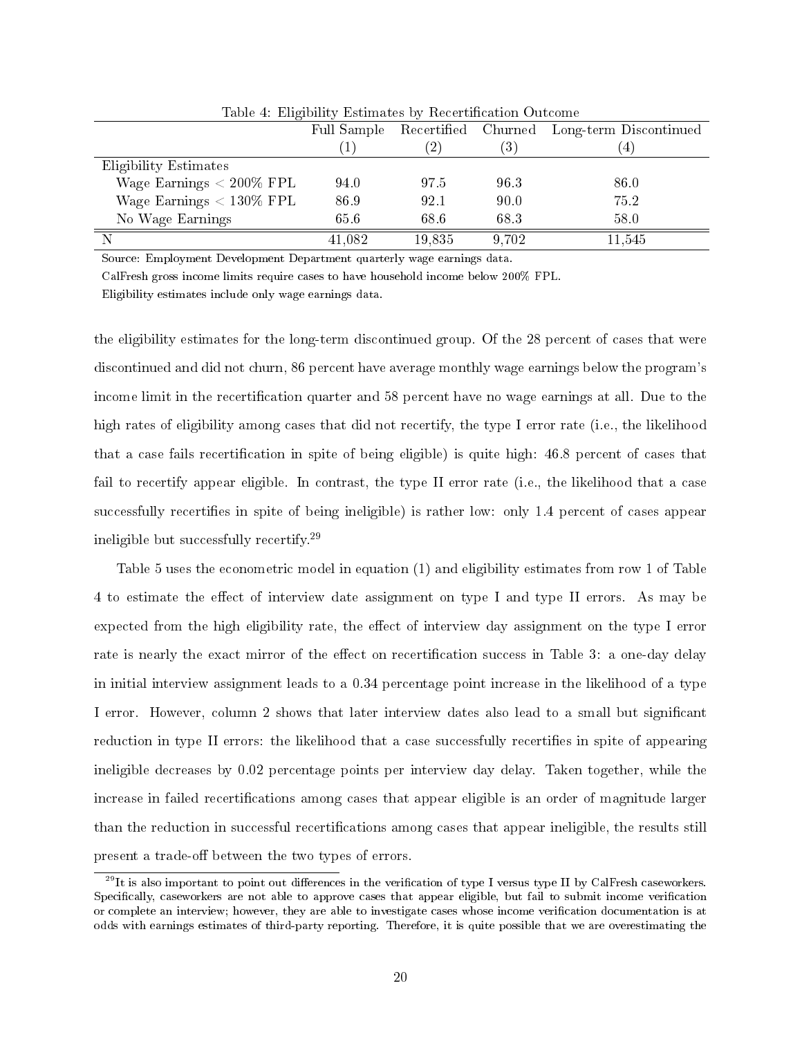Table 4: Eligibility Estimates by Recertification Outcome

| | Full Sample | Recertified | Churned | Long-term Discontinued |
|---|---|---|---|---|
| | (1) | (2) | (3) | (4) |
| Eligibility Estimates | | | | |
| Wage Earnings < 200% FPL | 94.0 | 97.5 | 96.3 | 86.0 |
| Wage Earnings < 130% FPL | 86.9 | 92.1 | 90.0 | 75.2 |
| No Wage Earnings | 65.6 | 68.6 | 68.3 | 58.0 |
| N | 41,082 | 19,835 | 9,702 | 11,545 |

Source: Employment Development Department quarterly wage earnings data.

CalFresh gross income limits require cases to have household income below 200% FPL.

Eligibility estimates include only wage earnings data.

the eligibility estimates for the long-term discontinued group. Of the 28 percent of cases that were discontinued and did not churn, 86 percent have average monthly wage earnings below the program's income limit in the recertification quarter and 58 percent have no wage earnings at all. Due to the high rates of eligibility among cases that did not recertify, the type I error rate (i.e., the likelihood that a case fails recertification in spite of being eligible) is quite high: 46.8 percent of cases that fail to recertify appear eligible. In contrast, the type II error rate (i.e., the likelihood that a case successfully recertifies in spite of being ineligible) is rather low: only 1.4 percent of cases appear ineligible but successfully recertify.[29]

Table 5 uses the econometric model in equation (1) and eligibility estimates from row 1 of Table 4 to estimate the effect of interview date assignment on type I and type II errors. As may be expected from the high eligibility rate, the effect of interview day assignment on the type I error rate is nearly the exact mirror of the effect on recertification success in Table 3: a one-day delay in initial interview assignment leads to a 0.34 percentage point increase in the likelihood of a type I error. However, column 2 shows that later interview dates also lead to a small but significant reduction in type II errors: the likelihood that a case successfully recertifies in spite of appearing ineligible decreases by 0.02 percentage points per interview day delay. Taken together, while the increase in failed recertifications among cases that appear eligible is an order of magnitude larger than the reduction in successful recertifications among cases that appear ineligible, the results still present a trade-off between the two types of errors.

[29] It is also important to point out differences in the verification of type I versus type II by CalFresh caseworkers. Specifically, caseworkers are not able to approve cases that appear eligible, but fail to submit income verification or complete an interview; however, they are able to investigate cases whose income verification documentation is at odds with earnings estimates of third-party reporting. Therefore, it is quite possible that we are overestimating the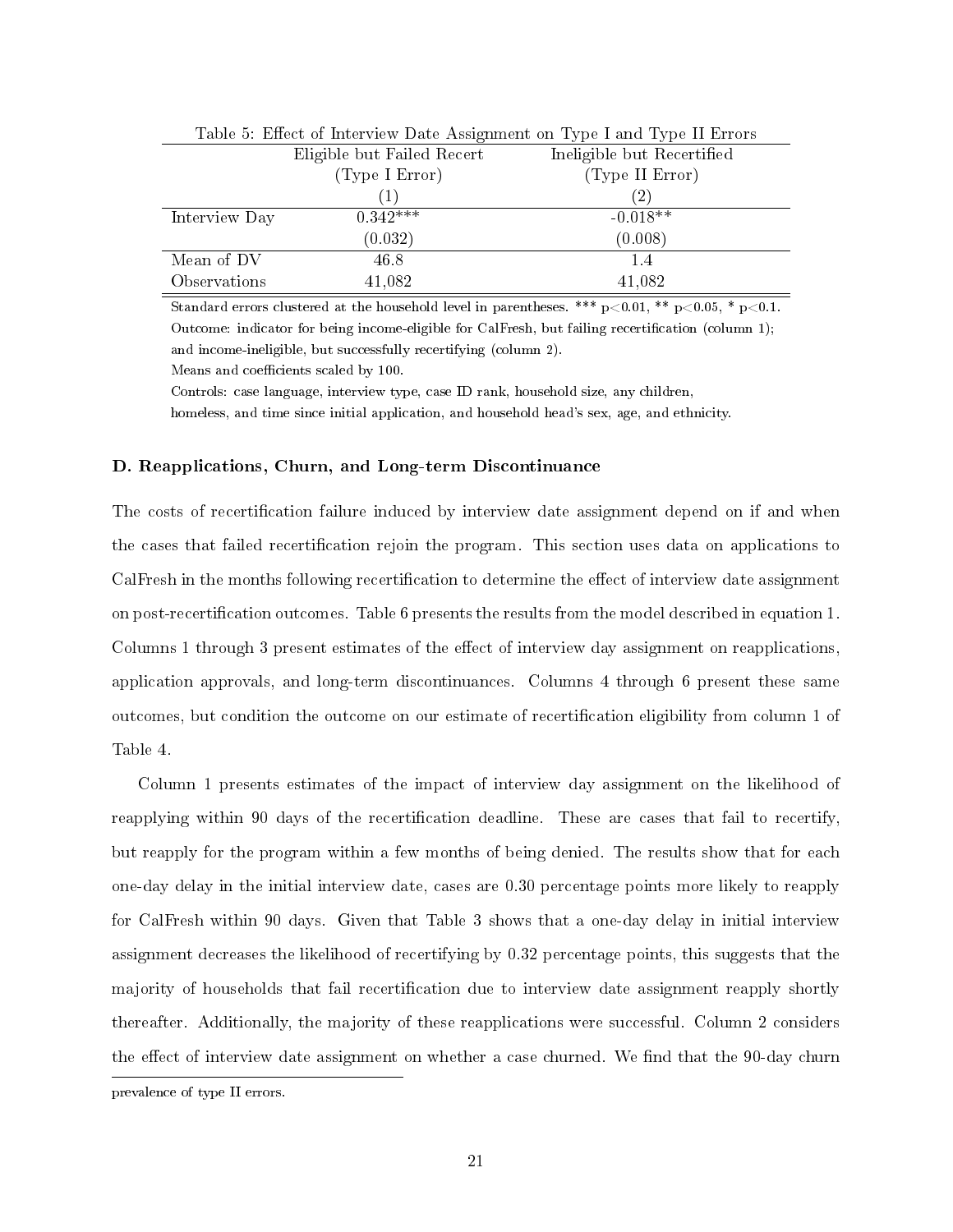Table 5: Effect of Interview Date Assignment on Type I and Type II Errors

| | Eligible but Failed Recert (Type I Error) | Ineligible but Recertified (Type II Error) |
|---|---|---|
| | (1) | (2) |
| Interview Day | 0.342*** | -0.018** |
| | (0.032) | (0.008) |
| Mean of DV | 46.8 | 1.4 |
| Observations | 41,082 | 41,082 |

Standard errors clustered at the household level in parentheses. *** p<0.01, ** p<0.05, * p<0.1.
Outcome: indicator for being income-eligible for CalFresh, but failing recertification (column 1); and income-ineligible, but successfully recertifying (column 2).
Means and coefficients scaled by 100.
Controls: case language, interview type, case ID rank, household size, any children, homeless, and time since initial application, and household head's sex, age, and ethnicity.

**D. Reapplications, Churn, and Long-term Discontinuance**

The costs of recertification failure induced by interview date assignment depend on if and when the cases that failed recertification rejoin the program. This section uses data on applications to CalFresh in the months following recertification to determine the effect of interview date assignment on post-recertification outcomes. Table 6 presents the results from the model described in equation 1. Columns 1 through 3 present estimates of the effect of interview day assignment on reapplications, application approvals, and long-term discontinuances. Columns 4 through 6 present these same outcomes, but condition the outcome on our estimate of recertification eligibility from column 1 of Table 4.

Column 1 presents estimates of the impact of interview day assignment on the likelihood of reapplying within 90 days of the recertification deadline. These are cases that fail to recertify, but reapply for the program within a few months of being denied. The results show that for each one-day delay in the initial interview date, cases are 0.30 percentage points more likely to reapply for CalFresh within 90 days. Given that Table 3 shows that a one-day delay in initial interview assignment decreases the likelihood of recertifying by 0.32 percentage points, this suggests that the majority of households that fail recertification due to interview date assignment reapply shortly thereafter. Additionally, the majority of these reapplications were successful. Column 2 considers the effect of interview date assignment on whether a case churned. We find that the 90-day churn

prevalence of type II errors.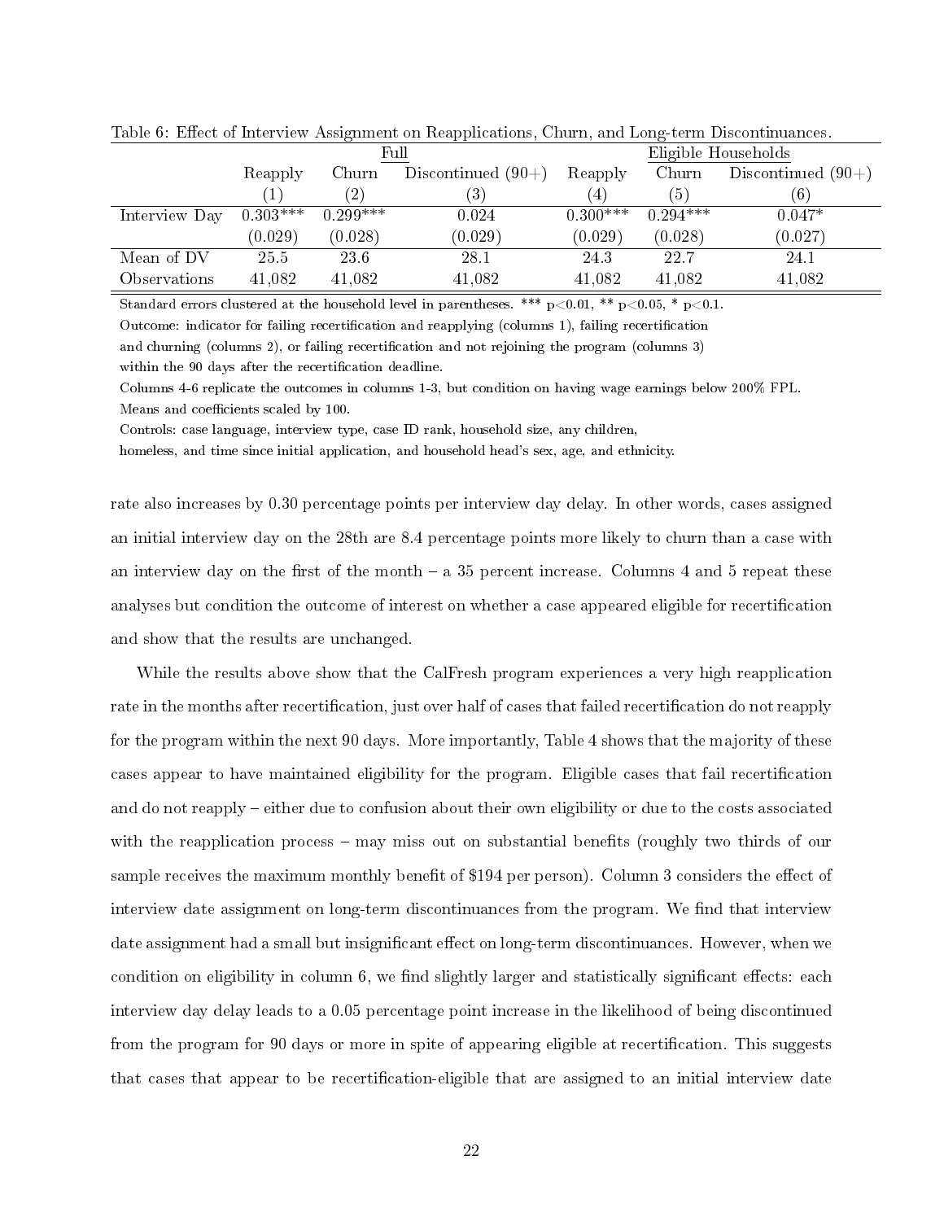Table 6: Effect of Interview Assignment on Reapplications, Churn, and Long-term Discontinuances.

| | Full | | | Eligible Households | | |
|---|---|---|---|---|---|---|
| | Reapply | Churn | Discontinued (90+) | Reapply | Churn | Discontinued (90+) |
| | (1) | (2) | (3) | (4) | (5) | (6) |
| Interview Day | 0.303*** | 0.299*** | 0.024 | 0.300*** | 0.294*** | 0.047* |
| | (0.029) | (0.028) | (0.029) | (0.029) | (0.028) | (0.027) |
| Mean of DV | 25.5 | 23.6 | 28.1 | 24.3 | 22.7 | 24.1 |
| Observations | 41,082 | 41,082 | 41,082 | 41,082 | 41,082 | 41,082 |

Standard errors clustered at the household level in parentheses. *** p<0.01, ** p<0.05, * p<0.1.
Outcome: indicator for failing recertification and reapplying (columns 1), failing recertification and churning (columns 2), or failing recertification and not rejoining the program (columns 3) within the 90 days after the recertification deadline.
Columns 4-6 replicate the outcomes in columns 1-3, but condition on having wage earnings below 200% FPL.
Means and coefficients scaled by 100.
Controls: case language, interview type, case ID rank, household size, any children, homeless, and time since initial application, and household head's sex, age, and ethnicity.

rate also increases by 0.30 percentage points per interview day delay. In other words, cases assigned an initial interview day on the 28th are 8.4 percentage points more likely to churn than a case with an interview day on the first of the month – a 35 percent increase. Columns 4 and 5 repeat these analyses but condition the outcome of interest on whether a case appeared eligible for recertification and show that the results are unchanged.

While the results above show that the CalFresh program experiences a very high reapplication rate in the months after recertification, just over half of cases that failed recertification do not reapply for the program within the next 90 days. More importantly, Table 4 shows that the majority of these cases appear to have maintained eligibility for the program. Eligible cases that fail recertification and do not reapply – either due to confusion about their own eligibility or due to the costs associated with the reapplication process – may miss out on substantial benefits (roughly two thirds of our sample receives the maximum monthly benefit of $194 per person). Column 3 considers the effect of interview date assignment on long-term discontinuances from the program. We find that interview date assignment had a small but insignificant effect on long-term discontinuances. However, when we condition on eligibility in column 6, we find slightly larger and statistically significant effects: each interview day delay leads to a 0.05 percentage point increase in the likelihood of being discontinued from the program for 90 days or more in spite of appearing eligible at recertification. This suggests that cases that appear to be recertification-eligible that are assigned to an initial interview date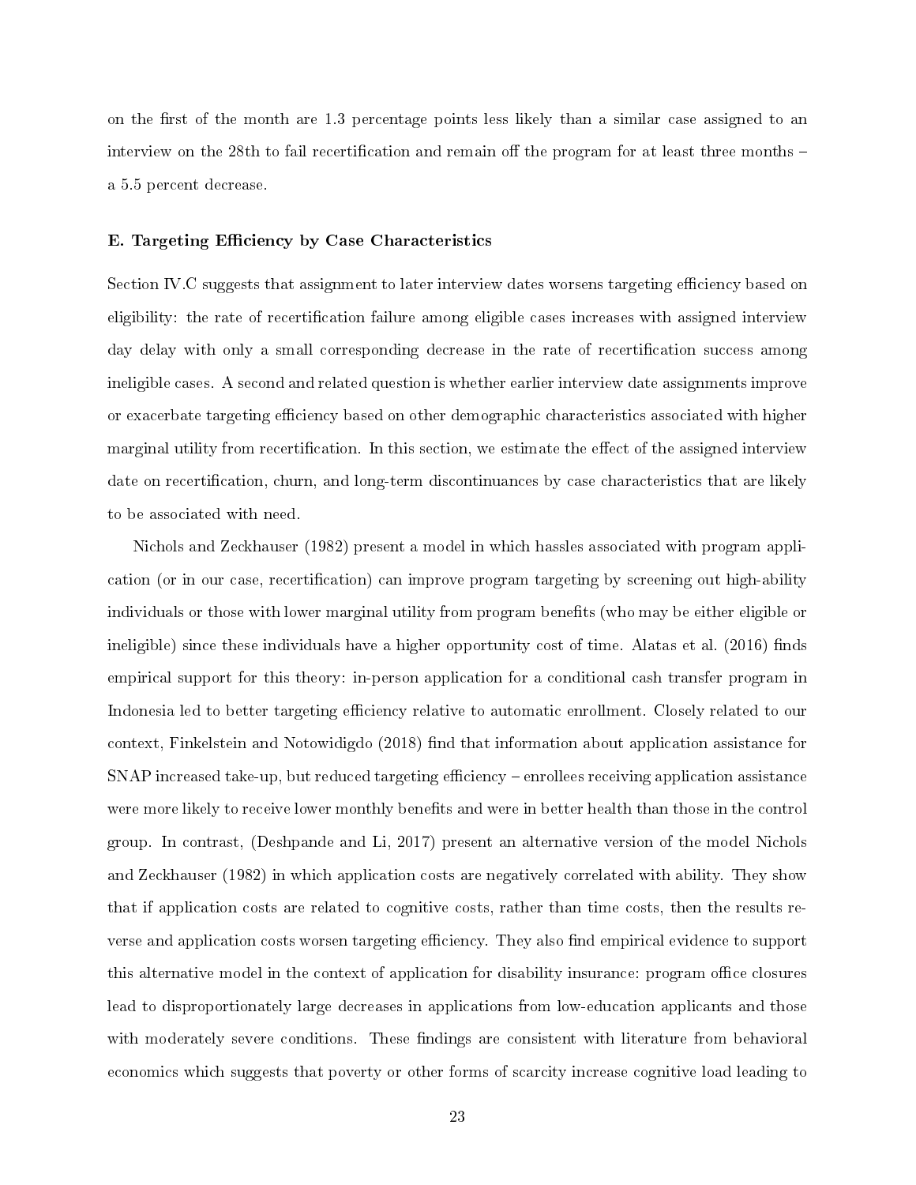on the first of the month are 1.3 percentage points less likely than a similar case assigned to an interview on the 28th to fail recertification and remain off the program for at least three months – a 5.5 percent decrease.

### E. Targeting Efficiency by Case Characteristics

Section IV.C suggests that assignment to later interview dates worsens targeting efficiency based on eligibility: the rate of recertification failure among eligible cases increases with assigned interview day delay with only a small corresponding decrease in the rate of recertification success among ineligible cases. A second and related question is whether earlier interview date assignments improve or exacerbate targeting efficiency based on other demographic characteristics associated with higher marginal utility from recertification. In this section, we estimate the effect of the assigned interview date on recertification, churn, and long-term discontinuances by case characteristics that are likely to be associated with need.

Nichols and Zeckhauser (1982) present a model in which hassles associated with program application (or in our case, recertification) can improve program targeting by screening out high-ability individuals or those with lower marginal utility from program benefits (who may be either eligible or ineligible) since these individuals have a higher opportunity cost of time. Alatas et al. (2016) finds empirical support for this theory: in-person application for a conditional cash transfer program in Indonesia led to better targeting efficiency relative to automatic enrollment. Closely related to our context, Finkelstein and Notowidigdo (2018) find that information about application assistance for SNAP increased take-up, but reduced targeting efficiency – enrollees receiving application assistance were more likely to receive lower monthly benefits and were in better health than those in the control group. In contrast, (Deshpande and Li, 2017) present an alternative version of the model Nichols and Zeckhauser (1982) in which application costs are negatively correlated with ability. They show that if application costs are related to cognitive costs, rather than time costs, then the results reverse and application costs worsen targeting efficiency. They also find empirical evidence to support this alternative model in the context of application for disability insurance: program office closures lead to disproportionately large decreases in applications from low-education applicants and those with moderately severe conditions. These findings are consistent with literature from behavioral economics which suggests that poverty or other forms of scarcity increase cognitive load leading to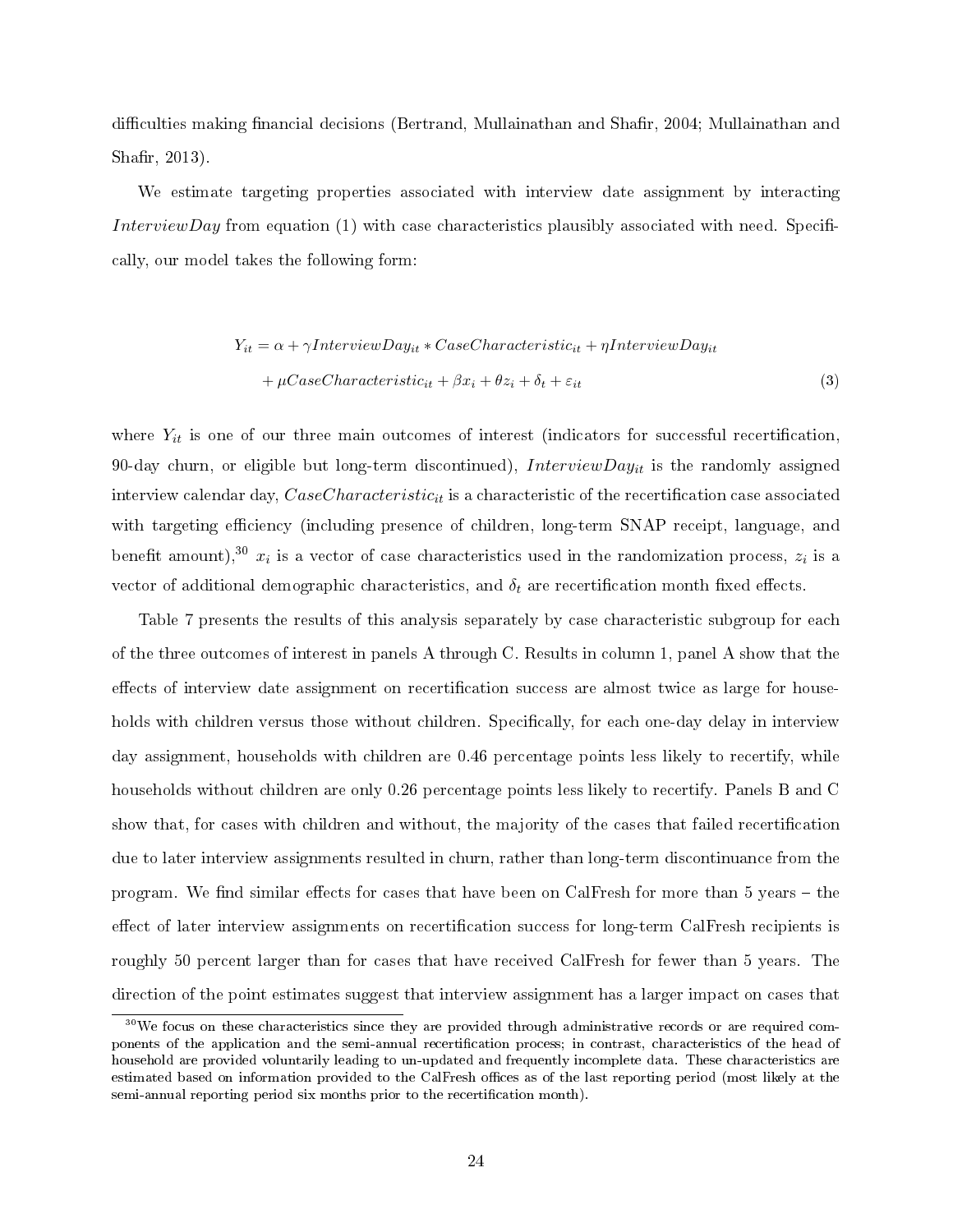difficulties making financial decisions (Bertrand, Mullainathan and Shafir, 2004; Mullainathan and Shafir, 2013).

We estimate targeting properties associated with interview date assignment by interacting $InterviewDay$ from equation (1) with case characteristics plausibly associated with need. Specifically, our model takes the following form:

$$
\begin{aligned}
Y_{it} = \alpha + \gamma InterviewDay_{it} * CaseCharacteristic_{it} + \eta InterviewDay_{it} \\
+ \mu CaseCharacteristic_{it} + \beta x_i + \theta z_i + \delta_t + \varepsilon_{it}
\end{aligned}
\tag{3}
$$

where $Y_{it}$ is one of our three main outcomes of interest (indicators for successful recertification, 90-day churn, or eligible but long-term discontinued), $InterviewDay_{it}$ is the randomly assigned interview calendar day, $CaseCharacteristic_{it}$ is a characteristic of the recertification case associated with targeting efficiency (including presence of children, long-term SNAP receipt, language, and benefit amount),[30] $x_i$ is a vector of case characteristics used in the randomization process, $z_i$ is a vector of additional demographic characteristics, and $\delta_t$ are recertification month fixed effects.

Table 7 presents the results of this analysis separately by case characteristic subgroup for each of the three outcomes of interest in panels A through C. Results in column 1, panel A show that the effects of interview date assignment on recertification success are almost twice as large for households with children versus those without children. Specifically, for each one-day delay in interview day assignment, households with children are 0.46 percentage points less likely to recertify, while households without children are only 0.26 percentage points less likely to recertify. Panels B and C show that, for cases with children and without, the majority of the cases that failed recertification due to later interview assignments resulted in churn, rather than long-term discontinuance from the program. We find similar effects for cases that have been on CalFresh for more than 5 years – the effect of later interview assignments on recertification success for long-term CalFresh recipients is roughly 50 percent larger than for cases that have received CalFresh for fewer than 5 years. The direction of the point estimates suggest that interview assignment has a larger impact on cases that

[30] We focus on these characteristics since they are provided through administrative records or are required components of the application and the semi-annual recertification process; in contrast, characteristics of the head of household are provided voluntarily leading to un-updated and frequently incomplete data. These characteristics are estimated based on information provided to the CalFresh offices as of the last reporting period (most likely at the semi-annual reporting period six months prior to the recertification month).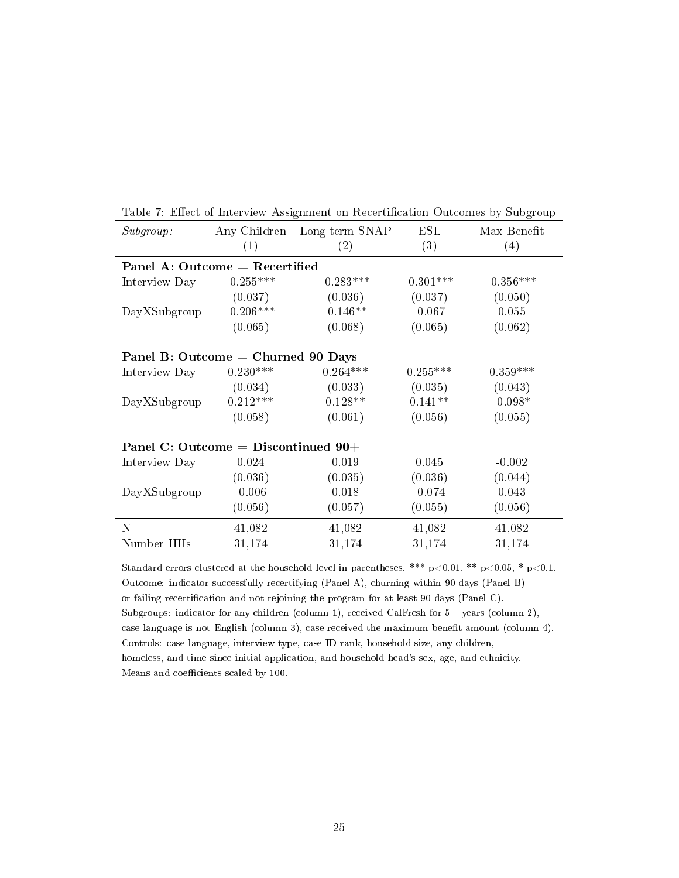Table 7: Effect of Interview Assignment on Recertification Outcomes by Subgroup

| *Subgroup:* | Any Children | Long-term SNAP | ESL | Max Benefit |
|---|---|---|---|---|
| | (1) | (2) | (3) | (4) |
| **Panel A: Outcome = Recertified** | | | | |
| Interview Day | -0.255*** | -0.283*** | -0.301*** | -0.356*** |
| | (0.037) | (0.036) | (0.037) | (0.050) |
| DayXSubgroup | -0.206*** | -0.146** | -0.067 | 0.055 |
| | (0.065) | (0.068) | (0.065) | (0.062) |
| **Panel B: Outcome = Churned 90 Days** | | | | |
| Interview Day | 0.230*** | 0.264*** | 0.255*** | 0.359*** |
| | (0.034) | (0.033) | (0.035) | (0.043) |
| DayXSubgroup | 0.212*** | 0.128** | 0.141** | -0.098* |
| | (0.058) | (0.061) | (0.056) | (0.055) |
| **Panel C: Outcome = Discontinued 90+** | | | | |
| Interview Day | 0.024 | 0.019 | 0.045 | -0.002 |
| | (0.036) | (0.035) | (0.036) | (0.044) |
| DayXSubgroup | -0.006 | 0.018 | -0.074 | 0.043 |
| | (0.056) | (0.057) | (0.055) | (0.056) |
| N | 41,082 | 41,082 | 41,082 | 41,082 |
| Number HHs | 31,174 | 31,174 | 31,174 | 31,174 |

Standard errors clustered at the household level in parentheses. *** $p<0.01$, ** $p<0.05$, * $p<0.1$.
Outcome: indicator successfully recertifying (Panel A), churning within 90 days (Panel B) or failing recertification and not rejoining the program for at least 90 days (Panel C).
Subgroups: indicator for any children (column 1), received CalFresh for 5+ years (column 2), case language is not English (column 3), case received the maximum benefit amount (column 4).
Controls: case language, interview type, case ID rank, household size, any children, homeless, and time since initial application, and household head's sex, age, and ethnicity.
Means and coefficients scaled by 100.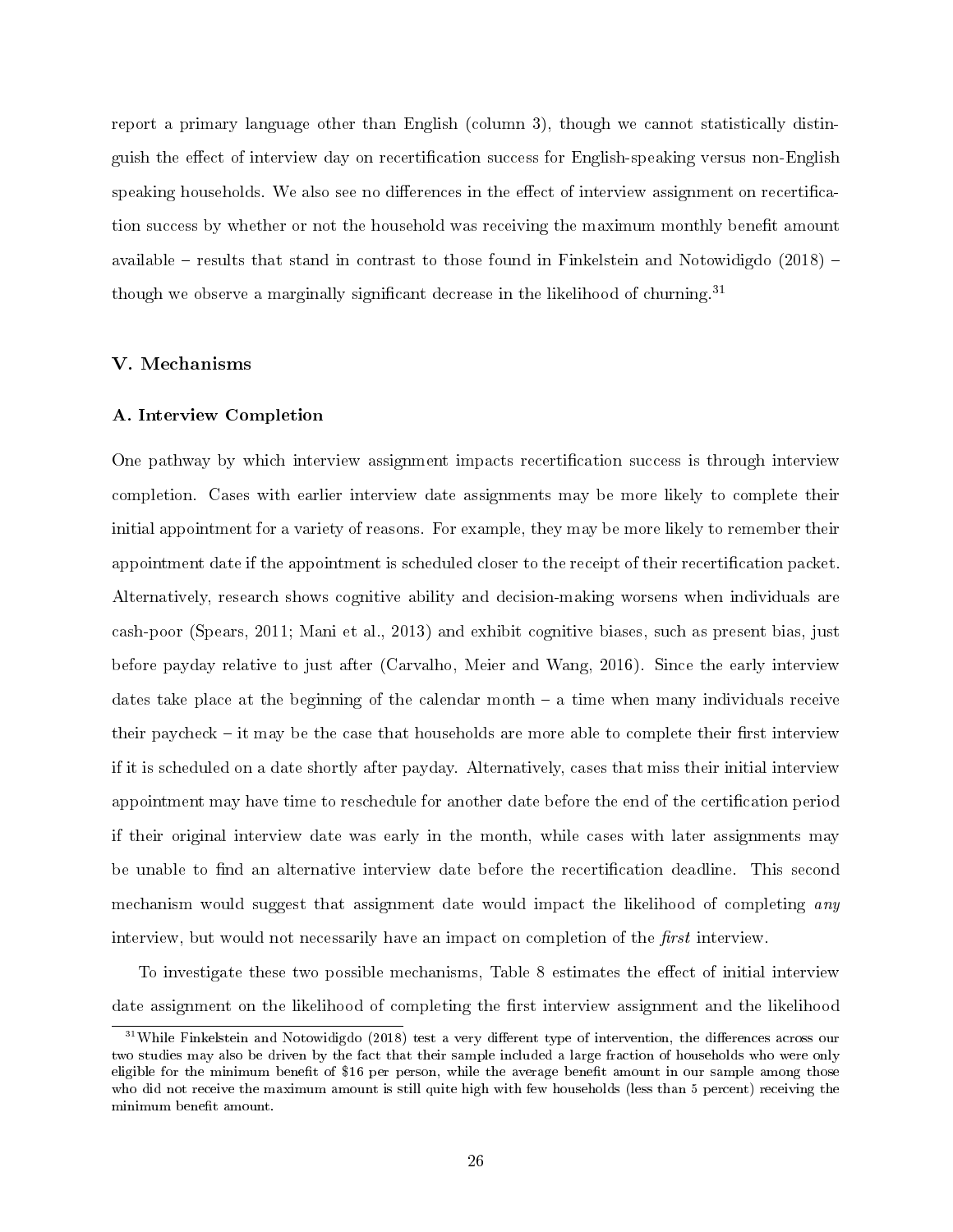report a primary language other than English (column 3), though we cannot statistically distinguish the effect of interview day on recertification success for English-speaking versus non-English speaking households. We also see no differences in the effect of interview assignment on recertification success by whether or not the household was receiving the maximum monthly benefit amount available – results that stand in contrast to those found in Finkelstein and Notowidigdo (2018) – though we observe a marginally significant decrease in the likelihood of churning.[31]

## V. Mechanisms

### A. Interview Completion

One pathway by which interview assignment impacts recertification success is through interview completion. Cases with earlier interview date assignments may be more likely to complete their initial appointment for a variety of reasons. For example, they may be more likely to remember their appointment date if the appointment is scheduled closer to the receipt of their recertification packet. Alternatively, research shows cognitive ability and decision-making worsens when individuals are cash-poor (Spears, 2011; Mani et al., 2013) and exhibit cognitive biases, such as present bias, just before payday relative to just after (Carvalho, Meier and Wang, 2016). Since the early interview dates take place at the beginning of the calendar month – a time when many individuals receive their paycheck – it may be the case that households are more able to complete their first interview if it is scheduled on a date shortly after payday. Alternatively, cases that miss their initial interview appointment may have time to reschedule for another date before the end of the certification period if their original interview date was early in the month, while cases with later assignments may be unable to find an alternative interview date before the recertification deadline. This second mechanism would suggest that assignment date would impact the likelihood of completing *any* interview, but would not necessarily have an impact on completion of the *first* interview.

To investigate these two possible mechanisms, Table 8 estimates the effect of initial interview date assignment on the likelihood of completing the first interview assignment and the likelihood

[31] While Finkelstein and Notowidigdo (2018) test a very different type of intervention, the differences across our two studies may also be driven by the fact that their sample included a large fraction of households who were only eligible for the minimum benefit of $16 per person, while the average benefit amount in our sample among those who did not receive the maximum amount is still quite high with few households (less than 5 percent) receiving the minimum benefit amount.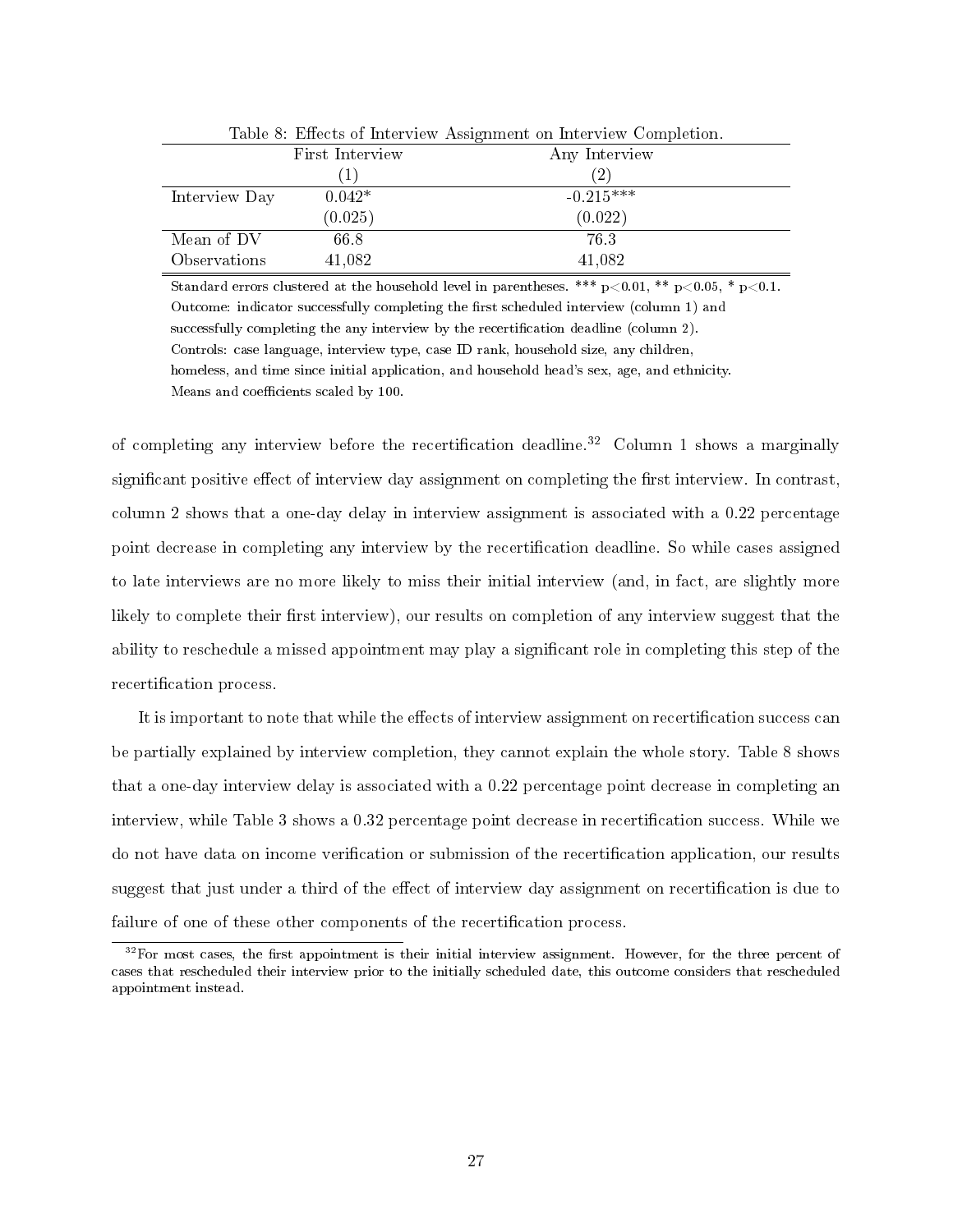Table 8: Effects of Interview Assignment on Interview Completion.

| | First Interview | Any Interview |
|---|---|---|
| | (1) | (2) |
| Interview Day | 0.042* | -0.215*** |
| | (0.025) | (0.022) |
| Mean of DV | 66.8 | 76.3 |
| Observations | 41,082 | 41,082 |

Standard errors clustered at the household level in parentheses. *** p<0.01, ** p<0.05, * p<0.1.
Outcome: indicator successfully completing the first scheduled interview (column 1) and successfully completing the any interview by the recertification deadline (column 2).
Controls: case language, interview type, case ID rank, household size, any children, homeless, and time since initial application, and household head's sex, age, and ethnicity.
Means and coefficients scaled by 100.

of completing any interview before the recertification deadline.[32] Column 1 shows a marginally significant positive effect of interview day assignment on completing the first interview. In contrast, column 2 shows that a one-day delay in interview assignment is associated with a 0.22 percentage point decrease in completing any interview by the recertification deadline. So while cases assigned to late interviews are no more likely to miss their initial interview (and, in fact, are slightly more likely to complete their first interview), our results on completion of any interview suggest that the ability to reschedule a missed appointment may play a significant role in completing this step of the recertification process.

It is important to note that while the effects of interview assignment on recertification success can be partially explained by interview completion, they cannot explain the whole story. Table 8 shows that a one-day interview delay is associated with a 0.22 percentage point decrease in completing an interview, while Table 3 shows a 0.32 percentage point decrease in recertification success. While we do not have data on income verification or submission of the recertification application, our results suggest that just under a third of the effect of interview day assignment on recertification is due to failure of one of these other components of the recertification process.

[32] For most cases, the first appointment is their initial interview assignment. However, for the three percent of cases that rescheduled their interview prior to the initially scheduled date, this outcome considers that rescheduled appointment instead.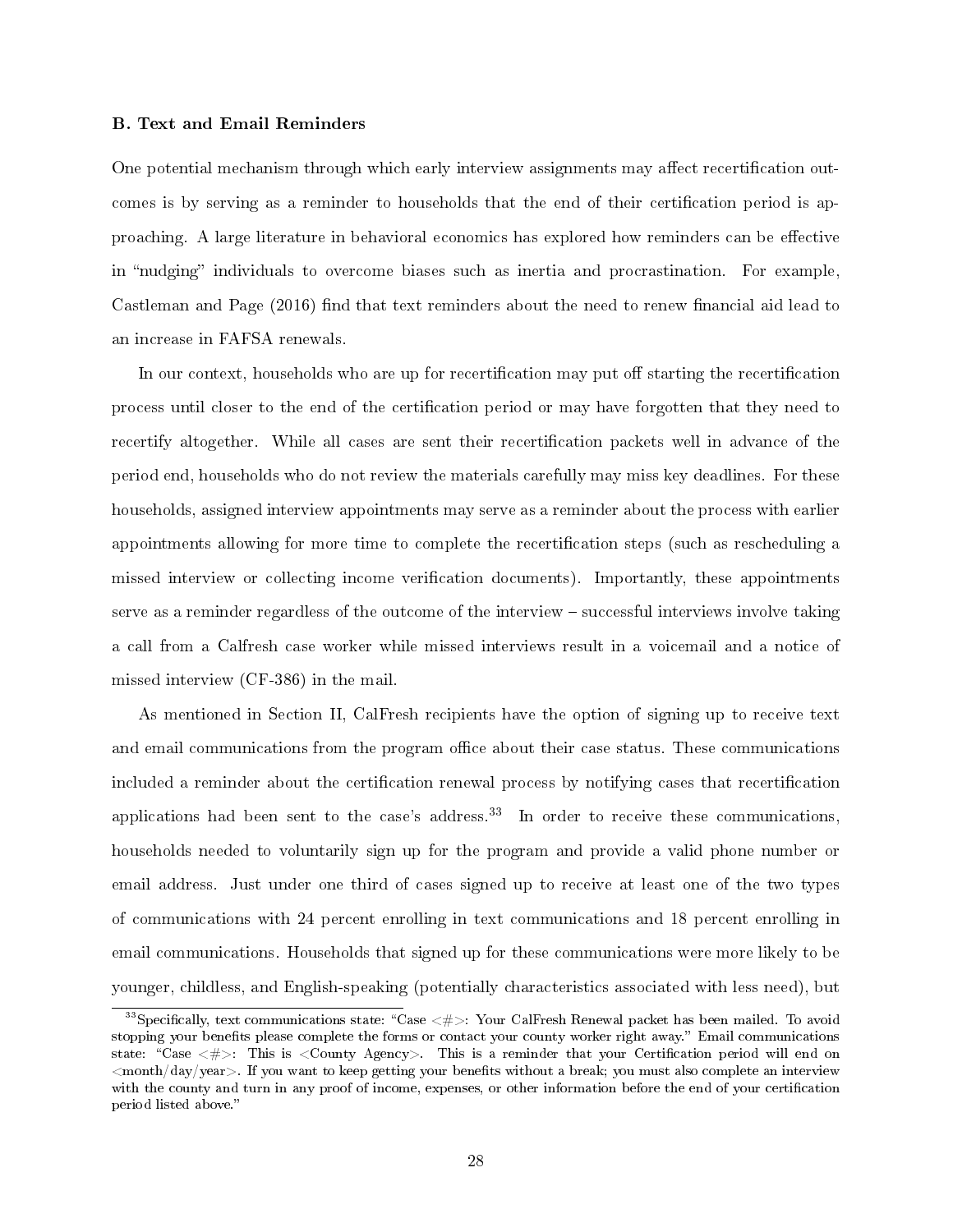### B. Text and Email Reminders

One potential mechanism through which early interview assignments may affect recertification outcomes is by serving as a reminder to households that the end of their certification period is approaching. A large literature in behavioral economics has explored how reminders can be effective in "nudging" individuals to overcome biases such as inertia and procrastination. For example, Castleman and Page (2016) find that text reminders about the need to renew financial aid lead to an increase in FAFSA renewals.

In our context, households who are up for recertification may put off starting the recertification process until closer to the end of the certification period or may have forgotten that they need to recertify altogether. While all cases are sent their recertification packets well in advance of the period end, households who do not review the materials carefully may miss key deadlines. For these households, assigned interview appointments may serve as a reminder about the process with earlier appointments allowing for more time to complete the recertification steps (such as rescheduling a missed interview or collecting income verification documents). Importantly, these appointments serve as a reminder regardless of the outcome of the interview – successful interviews involve taking a call from a Calfresh case worker while missed interviews result in a voicemail and a notice of missed interview (CF-386) in the mail.

As mentioned in Section II, CalFresh recipients have the option of signing up to receive text and email communications from the program office about their case status. These communications included a reminder about the certification renewal process by notifying cases that recertification applications had been sent to the case's address.[33] In order to receive these communications, households needed to voluntarily sign up for the program and provide a valid phone number or email address. Just under one third of cases signed up to receive at least one of the two types of communications with 24 percent enrolling in text communications and 18 percent enrolling in email communications. Households that signed up for these communications were more likely to be younger, childless, and English-speaking (potentially characteristics associated with less need), but

[33] Specifically, text communications state: "Case <#>: Your CalFresh Renewal packet has been mailed. To avoid stopping your benefits please complete the forms or contact your county worker right away." Email communications state: "Case <#>: This is <County Agency>. This is a reminder that your Certification period will end on <month/day/year>. If you want to keep getting your benefits without a break; you must also complete an interview with the county and turn in any proof of income, expenses, or other information before the end of your certification period listed above."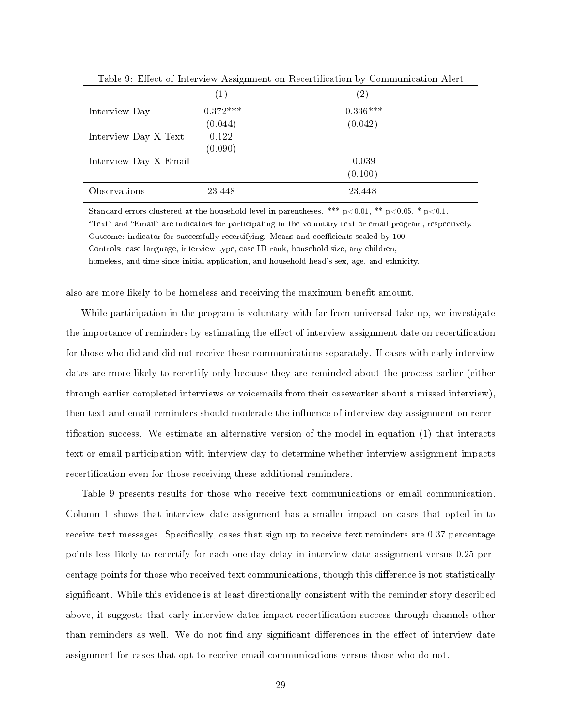Table 9: Effect of Interview Assignment on Recertification by Communication Alert

| | (1) | (2) |
|---|---|---|
| Interview Day | -0.372*** | -0.336*** |
| | (0.044) | (0.042) |
| Interview Day X Text | 0.122 | |
| | (0.090) | |
| Interview Day X Email | | -0.039 |
| | | (0.100) |
| Observations | 23,448 | 23,448 |

Standard errors clustered at the household level in parentheses. *** p<0.01, ** p<0.05, * p<0.1.
"Text" and "Email" are indicators for participating in the voluntary text or email program, respectively.
Outcome: indicator for successfully recertifying. Means and coefficients scaled by 100.
Controls: case language, interview type, case ID rank, household size, any children,
homeless, and time since initial application, and household head's sex, age, and ethnicity.

also are more likely to be homeless and receiving the maximum benefit amount.

While participation in the program is voluntary with far from universal take-up, we investigate the importance of reminders by estimating the effect of interview assignment date on recertification for those who did and did not receive these communications separately. If cases with early interview dates are more likely to recertify only because they are reminded about the process earlier (either through earlier completed interviews or voicemails from their caseworker about a missed interview), then text and email reminders should moderate the influence of interview day assignment on recertification success. We estimate an alternative version of the model in equation (1) that interacts text or email participation with interview day to determine whether interview assignment impacts recertification even for those receiving these additional reminders.

Table 9 presents results for those who receive text communications or email communication. Column 1 shows that interview date assignment has a smaller impact on cases that opted in to receive text messages. Specifically, cases that sign up to receive text reminders are 0.37 percentage points less likely to recertify for each one-day delay in interview date assignment versus 0.25 percentage points for those who received text communications, though this difference is not statistically significant. While this evidence is at least directionally consistent with the reminder story described above, it suggests that early interview dates impact recertification success through channels other than reminders as well. We do not find any significant differences in the effect of interview date assignment for cases that opt to receive email communications versus those who do not.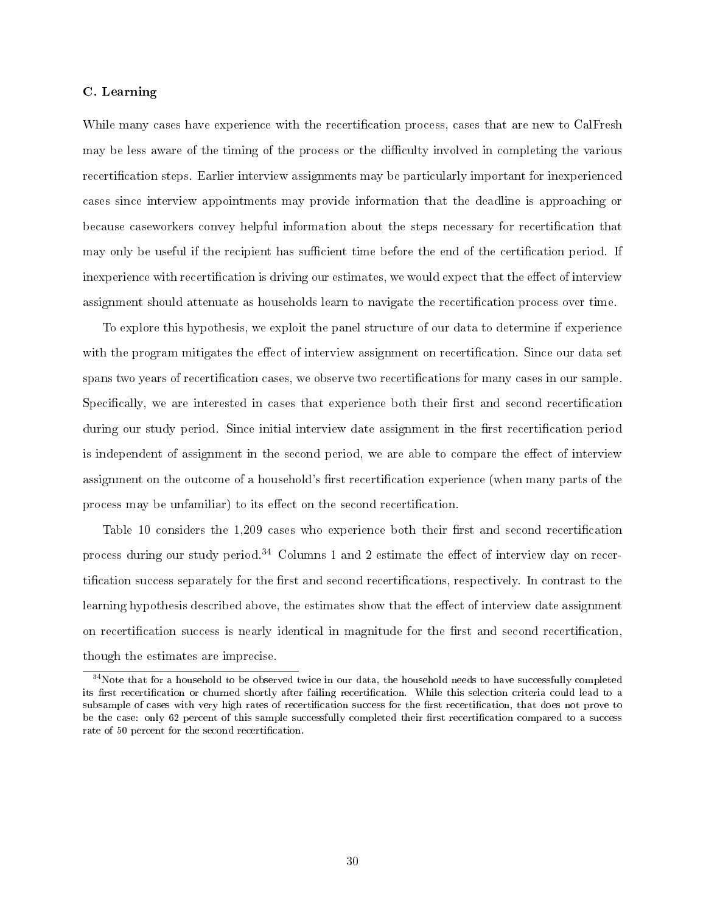### C. Learning

While many cases have experience with the recertification process, cases that are new to CalFresh may be less aware of the timing of the process or the difficulty involved in completing the various recertification steps. Earlier interview assignments may be particularly important for inexperienced cases since interview appointments may provide information that the deadline is approaching or because caseworkers convey helpful information about the steps necessary for recertification that may only be useful if the recipient has sufficient time before the end of the certification period. If inexperience with recertification is driving our estimates, we would expect that the effect of interview assignment should attenuate as households learn to navigate the recertification process over time.

To explore this hypothesis, we exploit the panel structure of our data to determine if experience with the program mitigates the effect of interview assignment on recertification. Since our data set spans two years of recertification cases, we observe two recertifications for many cases in our sample. Specifically, we are interested in cases that experience both their first and second recertification during our study period. Since initial interview date assignment in the first recertification period is independent of assignment in the second period, we are able to compare the effect of interview assignment on the outcome of a household's first recertification experience (when many parts of the process may be unfamiliar) to its effect on the second recertification.

Table 10 considers the 1,209 cases who experience both their first and second recertification process during our study period.[34] Columns 1 and 2 estimate the effect of interview day on recertification success separately for the first and second recertifications, respectively. In contrast to the learning hypothesis described above, the estimates show that the effect of interview date assignment on recertification success is nearly identical in magnitude for the first and second recertification, though the estimates are imprecise.

[34] Note that for a household to be observed twice in our data, the household needs to have successfully completed its first recertification or churned shortly after failing recertification. While this selection criteria could lead to a subsample of cases with very high rates of recertification success for the first recertification, that does not prove to be the case: only 62 percent of this sample successfully completed their first recertification compared to a success rate of 50 percent for the second recertification.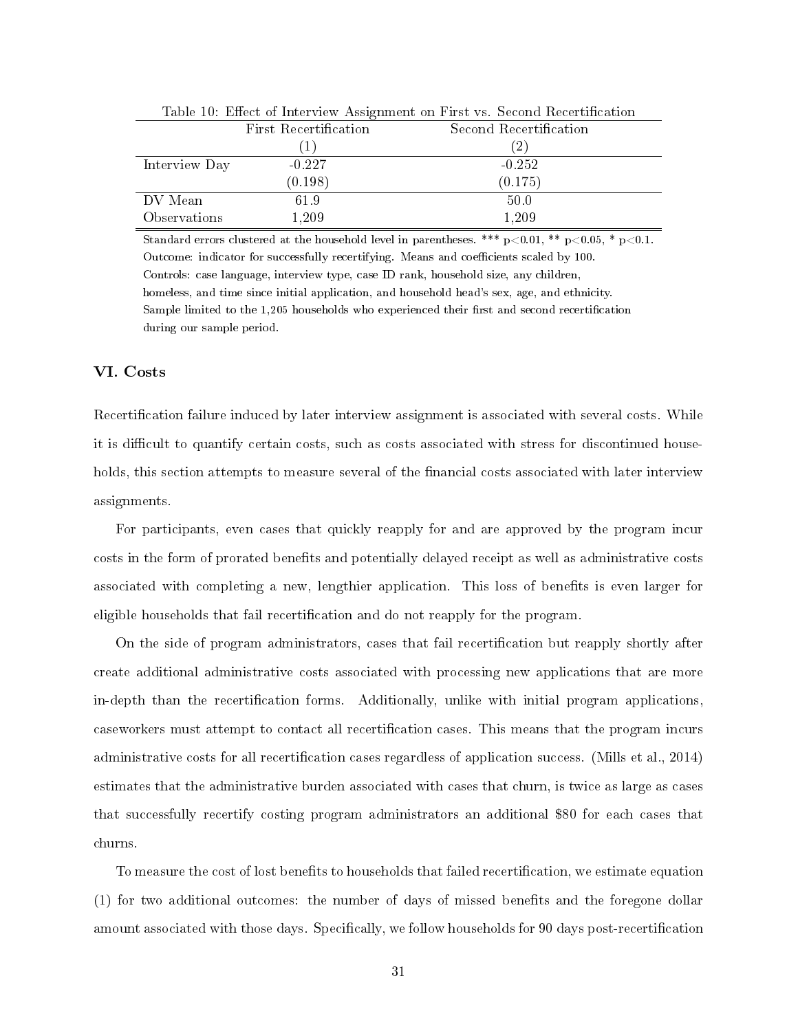Table 10: Effect of Interview Assignment on First vs. Second Recertification

| | First Recertification | Second Recertification |
|---|---|---|
| | (1) | (2) |
| Interview Day | -0.227 | -0.252 |
| | (0.198) | (0.175) |
| DV Mean | 61.9 | 50.0 |
| Observations | 1,209 | 1,209 |

Standard errors clustered at the household level in parentheses. *** $p<0.01$, ** $p<0.05$, * $p<0.1$.
Outcome: indicator for successfully recertifying. Means and coefficients scaled by 100.
Controls: case language, interview type, case ID rank, household size, any children, homeless, and time since initial application, and household head's sex, age, and ethnicity.
Sample limited to the 1,205 households who experienced their first and second recertification during our sample period.

## VI. Costs

Recertification failure induced by later interview assignment is associated with several costs. While it is difficult to quantify certain costs, such as costs associated with stress for discontinued households, this section attempts to measure several of the financial costs associated with later interview assignments.

For participants, even cases that quickly reapply for and are approved by the program incur costs in the form of prorated benefits and potentially delayed receipt as well as administrative costs associated with completing a new, lengthier application. This loss of benefits is even larger for eligible households that fail recertification and do not reapply for the program.

On the side of program administrators, cases that fail recertification but reapply shortly after create additional administrative costs associated with processing new applications that are more in-depth than the recertification forms. Additionally, unlike with initial program applications, caseworkers must attempt to contact all recertification cases. This means that the program incurs administrative costs for all recertification cases regardless of application success. (Mills et al., 2014) estimates that the administrative burden associated with cases that churn, is twice as large as cases that successfully recertify costing program administrators an additional $80 for each cases that churns.

To measure the cost of lost benefits to households that failed recertification, we estimate equation (1) for two additional outcomes: the number of days of missed benefits and the foregone dollar amount associated with those days. Specifically, we follow households for 90 days post-recertification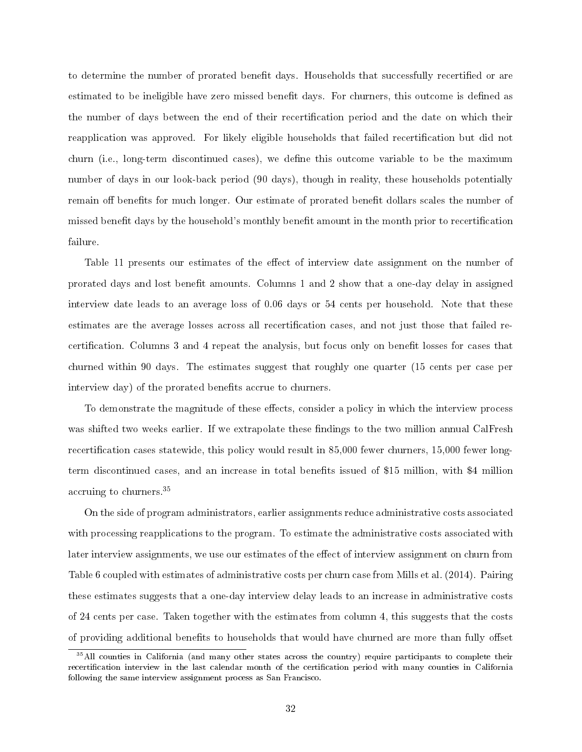to determine the number of prorated benefit days. Households that successfully recertified or are estimated to be ineligible have zero missed benefit days. For churners, this outcome is defined as the number of days between the end of their recertification period and the date on which their reapplication was approved. For likely eligible households that failed recertification but did not churn (i.e., long-term discontinued cases), we define this outcome variable to be the maximum number of days in our look-back period (90 days), though in reality, these households potentially remain off benefits for much longer. Our estimate of prorated benefit dollars scales the number of missed benefit days by the household's monthly benefit amount in the month prior to recertification failure.

Table 11 presents our estimates of the effect of interview date assignment on the number of prorated days and lost benefit amounts. Columns 1 and 2 show that a one-day delay in assigned interview date leads to an average loss of 0.06 days or 54 cents per household. Note that these estimates are the average losses across all recertification cases, and not just those that failed recertification. Columns 3 and 4 repeat the analysis, but focus only on benefit losses for cases that churned within 90 days. The estimates suggest that roughly one quarter (15 cents per case per interview day) of the prorated benefits accrue to churners.

To demonstrate the magnitude of these effects, consider a policy in which the interview process was shifted two weeks earlier. If we extrapolate these findings to the two million annual CalFresh recertification cases statewide, this policy would result in 85,000 fewer churners, 15,000 fewer long-term discontinued cases, and an increase in total benefits issued of $15 million, with $4 million accruing to churners.[35]

On the side of program administrators, earlier assignments reduce administrative costs associated with processing reapplications to the program. To estimate the administrative costs associated with later interview assignments, we use our estimates of the effect of interview assignment on churn from Table 6 coupled with estimates of administrative costs per churn case from Mills et al. (2014). Pairing these estimates suggests that a one-day interview delay leads to an increase in administrative costs of 24 cents per case. Taken together with the estimates from column 4, this suggests that the costs of providing additional benefits to households that would have churned are more than fully offset

[35] All counties in California (and many other states across the country) require participants to complete their recertification interview in the last calendar month of the certification period with many counties in California following the same interview assignment process as San Francisco.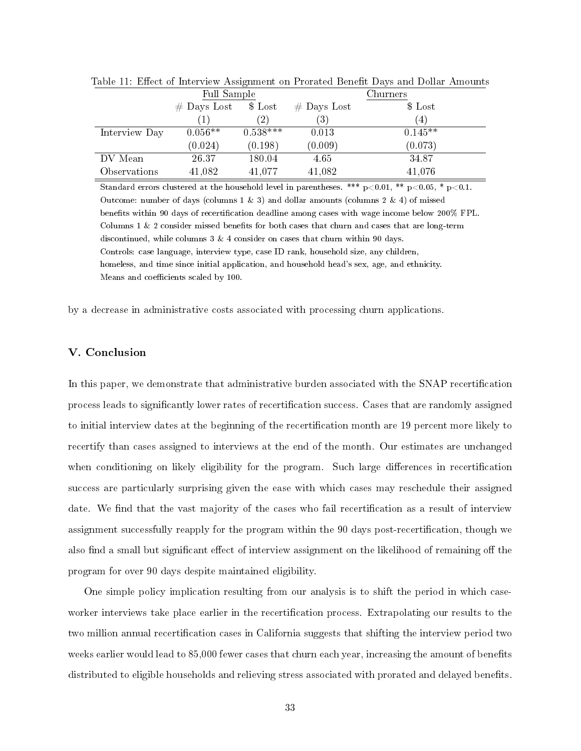Table 11: Effect of Interview Assignment on Prorated Benefit Days and Dollar Amounts

| | Full Sample | | Churners | |
|---|---|---|---|---|
| | # Days Lost | $ Lost | # Days Lost | $ Lost |
| | (1) | (2) | (3) | (4) |
| Interview Day | 0.056** | 0.538*** | 0.013 | 0.145** |
| | (0.024) | (0.198) | (0.009) | (0.073) |
| DV Mean | 26.37 | 180.04 | 4.65 | 34.87 |
| Observations | 41,082 | 41,077 | 41,082 | 41,076 |

Standard errors clustered at the household level in parentheses. *** $p<0.01$, ** $p<0.05$, * $p<0.1$.
Outcome: number of days (columns 1 & 3) and dollar amounts (columns 2 & 4) of missed benefits within 90 days of recertification deadline among cases with wage income below 200% FPL.
Columns 1 & 2 consider missed benefits for both cases that churn and cases that are long-term discontinued, while columns 3 & 4 consider on cases that churn within 90 days.
Controls: case language, interview type, case ID rank, household size, any children, homeless, and time since initial application, and household head's sex, age, and ethnicity.
Means and coefficients scaled by 100.

by a decrease in administrative costs associated with processing churn applications.

## V. Conclusion

In this paper, we demonstrate that administrative burden associated with the SNAP recertification process leads to significantly lower rates of recertification success. Cases that are randomly assigned to initial interview dates at the beginning of the recertification month are 19 percent more likely to recertify than cases assigned to interviews at the end of the month. Our estimates are unchanged when conditioning on likely eligibility for the program. Such large differences in recertification success are particularly surprising given the ease with which cases may reschedule their assigned date. We find that the vast majority of the cases who fail recertification as a result of interview assignment successfully reapply for the program within the 90 days post-recertification, though we also find a small but significant effect of interview assignment on the likelihood of remaining off the program for over 90 days despite maintained eligibility.

One simple policy implication resulting from our analysis is to shift the period in which caseworker interviews take place earlier in the recertification process. Extrapolating our results to the two million annual recertification cases in California suggests that shifting the interview period two weeks earlier would lead to 85,000 fewer cases that churn each year, increasing the amount of benefits distributed to eligible households and relieving stress associated with prorated and delayed benefits.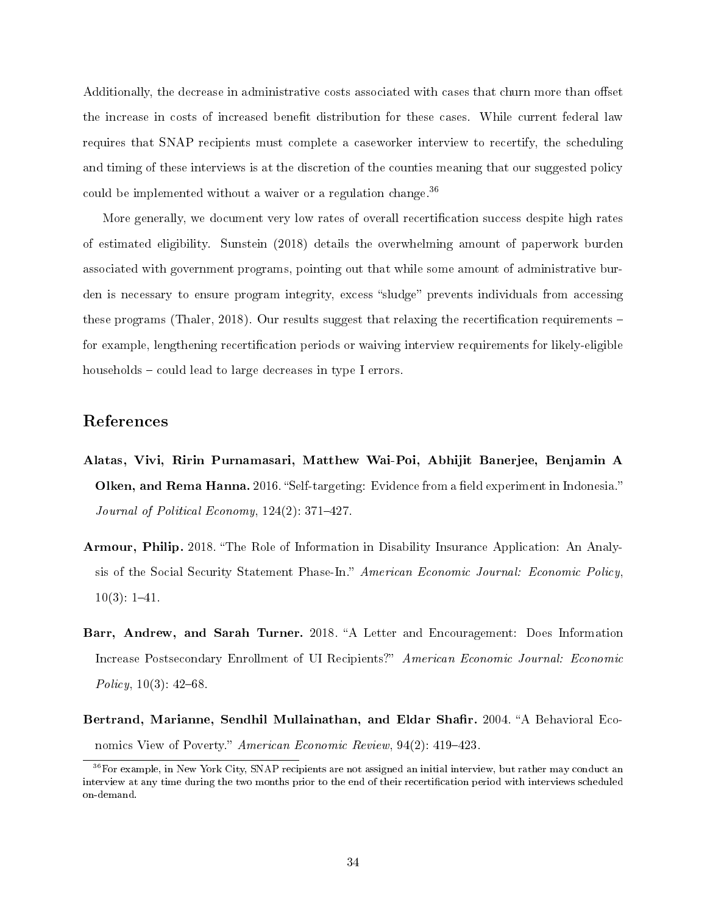Additionally, the decrease in administrative costs associated with cases that churn more than offset the increase in costs of increased benefit distribution for these cases. While current federal law requires that SNAP recipients must complete a caseworker interview to recertify, the scheduling and timing of these interviews is at the discretion of the counties meaning that our suggested policy could be implemented without a waiver or a regulation change.[36]

More generally, we document very low rates of overall recertification success despite high rates of estimated eligibility. Sunstein (2018) details the overwhelming amount of paperwork burden associated with government programs, pointing out that while some amount of administrative burden is necessary to ensure program integrity, excess "sludge" prevents individuals from accessing these programs (Thaler, 2018). Our results suggest that relaxing the recertification requirements – for example, lengthening recertification periods or waiving interview requirements for likely-eligible households – could lead to large decreases in type I errors.

## References

**Alatas, Vivi, Ririn Purnamasari, Matthew Wai-Poi, Abhijit Banerjee, Benjamin A Olken, and Rema Hanna.** 2016. "Self-targeting: Evidence from a field experiment in Indonesia." *Journal of Political Economy*, 124(2): 371–427.

**Armour, Philip.** 2018. "The Role of Information in Disability Insurance Application: An Analysis of the Social Security Statement Phase-In." *American Economic Journal: Economic Policy*, 10(3): 1–41.

**Barr, Andrew, and Sarah Turner.** 2018. "A Letter and Encouragement: Does Information Increase Postsecondary Enrollment of UI Recipients?" *American Economic Journal: Economic Policy*, 10(3): 42–68.

**Bertrand, Marianne, Sendhil Mullainathan, and Eldar Shafir.** 2004. "A Behavioral Economics View of Poverty." *American Economic Review*, 94(2): 419–423.

[36] For example, in New York City, SNAP recipients are not assigned an initial interview, but rather may conduct an interview at any time during the two months prior to the end of their recertification period with interviews scheduled on-demand.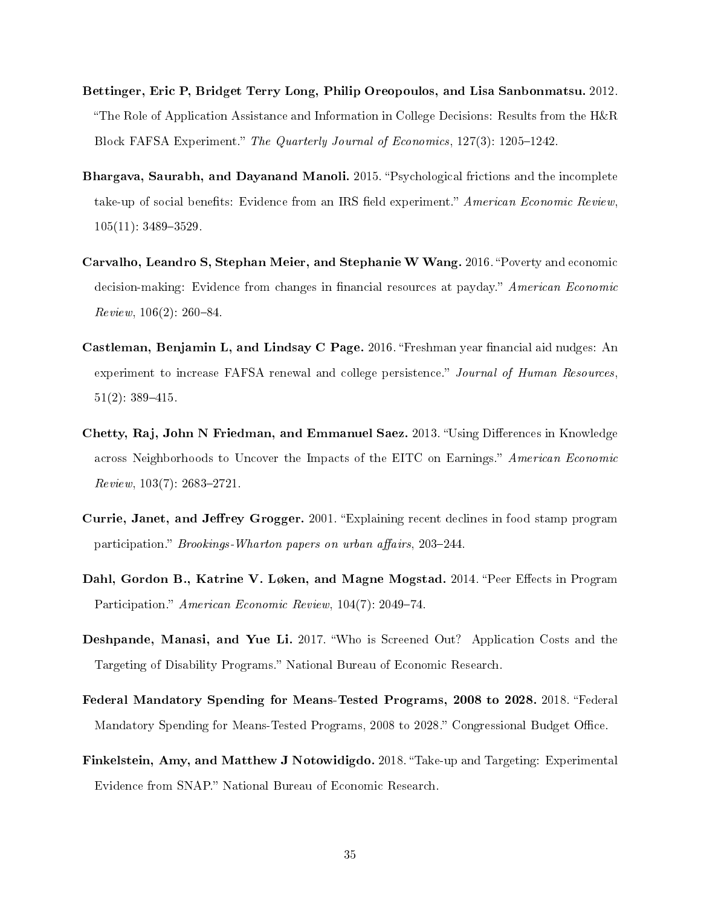**Bettinger, Eric P, Bridget Terry Long, Philip Oreopoulos, and Lisa Sanbonmatsu.** 2012. "The Role of Application Assistance and Information in College Decisions: Results from the H&R Block FAFSA Experiment." *The Quarterly Journal of Economics*, 127(3): 1205–1242.

**Bhargava, Saurabh, and Dayanand Manoli.** 2015. "Psychological frictions and the incomplete take-up of social benefits: Evidence from an IRS field experiment." *American Economic Review*, 105(11): 3489–3529.

**Carvalho, Leandro S, Stephan Meier, and Stephanie W Wang.** 2016. "Poverty and economic decision-making: Evidence from changes in financial resources at payday." *American Economic Review*, 106(2): 260–84.

**Castleman, Benjamin L, and Lindsay C Page.** 2016. "Freshman year financial aid nudges: An experiment to increase FAFSA renewal and college persistence." *Journal of Human Resources*, 51(2): 389–415.

**Chetty, Raj, John N Friedman, and Emmanuel Saez.** 2013. "Using Differences in Knowledge across Neighborhoods to Uncover the Impacts of the EITC on Earnings." *American Economic Review*, 103(7): 2683–2721.

**Currie, Janet, and Jeffrey Grogger.** 2001. "Explaining recent declines in food stamp program participation." *Brookings-Wharton papers on urban affairs*, 203–244.

**Dahl, Gordon B., Katrine V. Løken, and Magne Mogstad.** 2014. "Peer Effects in Program Participation." *American Economic Review*, 104(7): 2049–74.

**Deshpande, Manasi, and Yue Li.** 2017. "Who is Screened Out? Application Costs and the Targeting of Disability Programs." National Bureau of Economic Research.

**Federal Mandatory Spending for Means-Tested Programs, 2008 to 2028.** 2018. "Federal Mandatory Spending for Means-Tested Programs, 2008 to 2028." Congressional Budget Office.

**Finkelstein, Amy, and Matthew J Notowidigdo.** 2018. "Take-up and Targeting: Experimental Evidence from SNAP." National Bureau of Economic Research.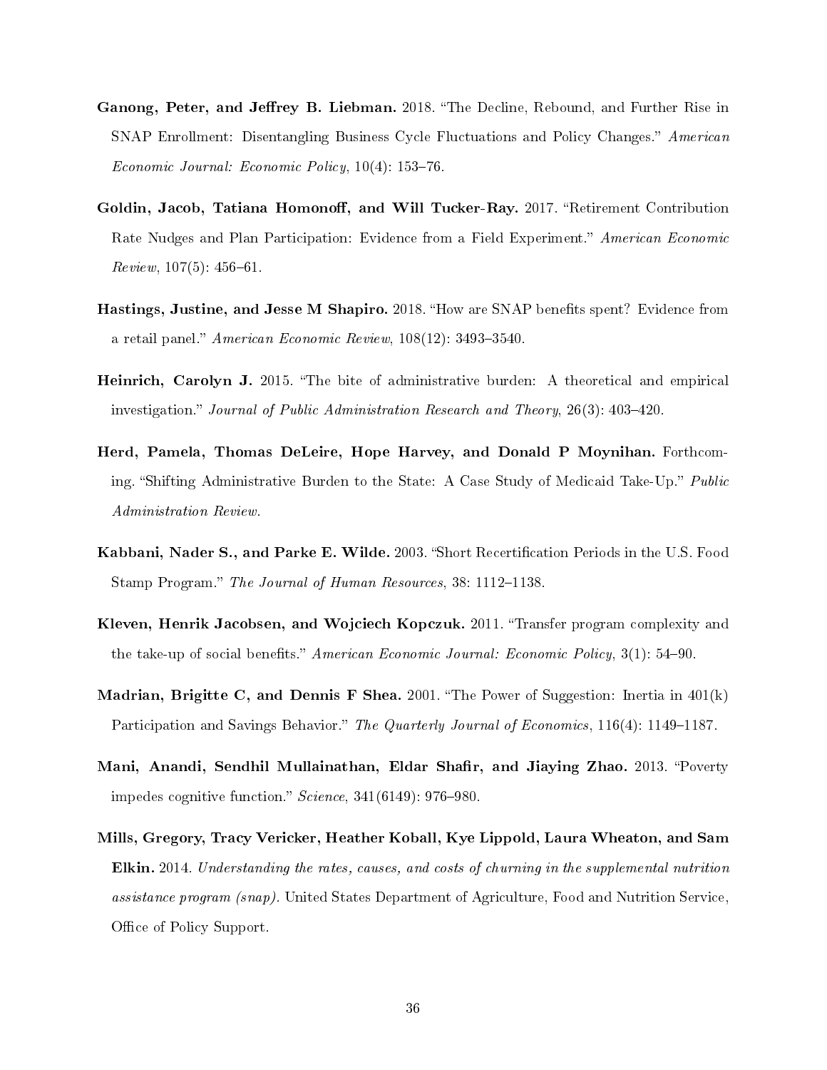**Ganong, Peter, and Jeffrey B. Liebman.** 2018. "The Decline, Rebound, and Further Rise in SNAP Enrollment: Disentangling Business Cycle Fluctuations and Policy Changes." *American Economic Journal: Economic Policy*, 10(4): 153–76.

**Goldin, Jacob, Tatiana Homonoff, and Will Tucker-Ray.** 2017. "Retirement Contribution Rate Nudges and Plan Participation: Evidence from a Field Experiment." *American Economic Review*, 107(5): 456–61.

**Hastings, Justine, and Jesse M Shapiro.** 2018. "How are SNAP benefits spent? Evidence from a retail panel." *American Economic Review*, 108(12): 3493–3540.

**Heinrich, Carolyn J.** 2015. "The bite of administrative burden: A theoretical and empirical investigation." *Journal of Public Administration Research and Theory*, 26(3): 403–420.

**Herd, Pamela, Thomas DeLeire, Hope Harvey, and Donald P Moynihan.** Forthcoming. "Shifting Administrative Burden to the State: A Case Study of Medicaid Take-Up." *Public Administration Review*.

**Kabbani, Nader S., and Parke E. Wilde.** 2003. "Short Recertification Periods in the U.S. Food Stamp Program." *The Journal of Human Resources*, 38: 1112–1138.

**Kleven, Henrik Jacobsen, and Wojciech Kopczuk.** 2011. "Transfer program complexity and the take-up of social benefits." *American Economic Journal: Economic Policy*, 3(1): 54–90.

**Madrian, Brigitte C, and Dennis F Shea.** 2001. "The Power of Suggestion: Inertia in 401(k) Participation and Savings Behavior." *The Quarterly Journal of Economics*, 116(4): 1149–1187.

**Mani, Anandi, Sendhil Mullainathan, Eldar Shafir, and Jiaying Zhao.** 2013. "Poverty impedes cognitive function." *Science*, 341(6149): 976–980.

**Mills, Gregory, Tracy Vericker, Heather Koball, Kye Lippold, Laura Wheaton, and Sam Elkin.** 2014. *Understanding the rates, causes, and costs of churning in the supplemental nutrition assistance program (snap)*. United States Department of Agriculture, Food and Nutrition Service, Office of Policy Support.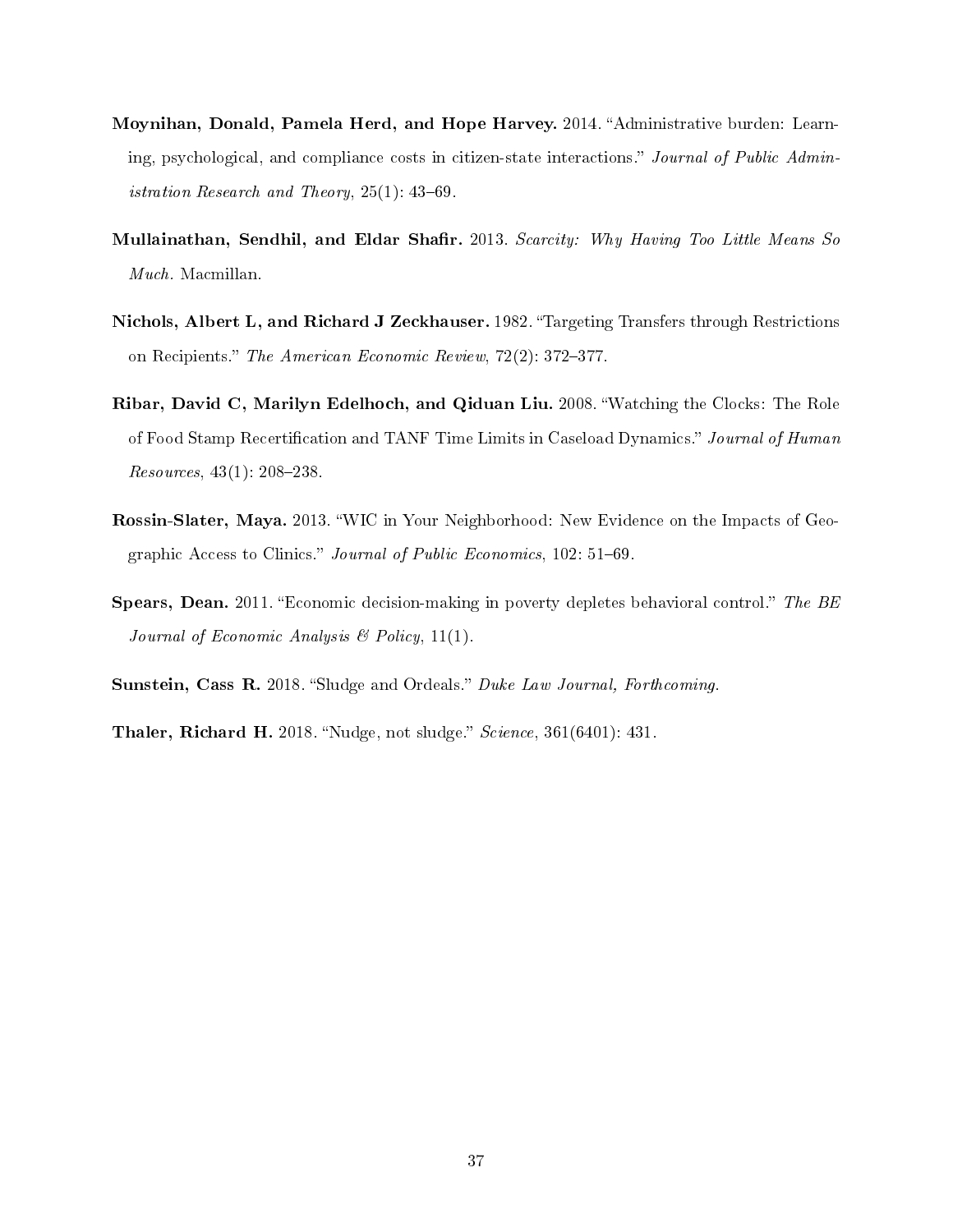**Moynihan, Donald, Pamela Herd, and Hope Harvey.** 2014. "Administrative burden: Learning, psychological, and compliance costs in citizen-state interactions." *Journal of Public Administration Research and Theory*, 25(1): 43–69.

**Mullainathan, Sendhil, and Eldar Shafir.** 2013. *Scarcity: Why Having Too Little Means So Much.* Macmillan.

**Nichols, Albert L, and Richard J Zeckhauser.** 1982. "Targeting Transfers through Restrictions on Recipients." *The American Economic Review*, 72(2): 372–377.

**Ribar, David C, Marilyn Edelhoch, and Qiduan Liu.** 2008. "Watching the Clocks: The Role of Food Stamp Recertification and TANF Time Limits in Caseload Dynamics." *Journal of Human Resources*, 43(1): 208–238.

**Rossin-Slater, Maya.** 2013. "WIC in Your Neighborhood: New Evidence on the Impacts of Geographic Access to Clinics." *Journal of Public Economics*, 102: 51–69.

**Spears, Dean.** 2011. "Economic decision-making in poverty depletes behavioral control." *The BE Journal of Economic Analysis & Policy*, 11(1).

**Sunstein, Cass R.** 2018. "Sludge and Ordeals." *Duke Law Journal, Forthcoming.*

**Thaler, Richard H.** 2018. "Nudge, not sludge." *Science*, 361(6401): 431.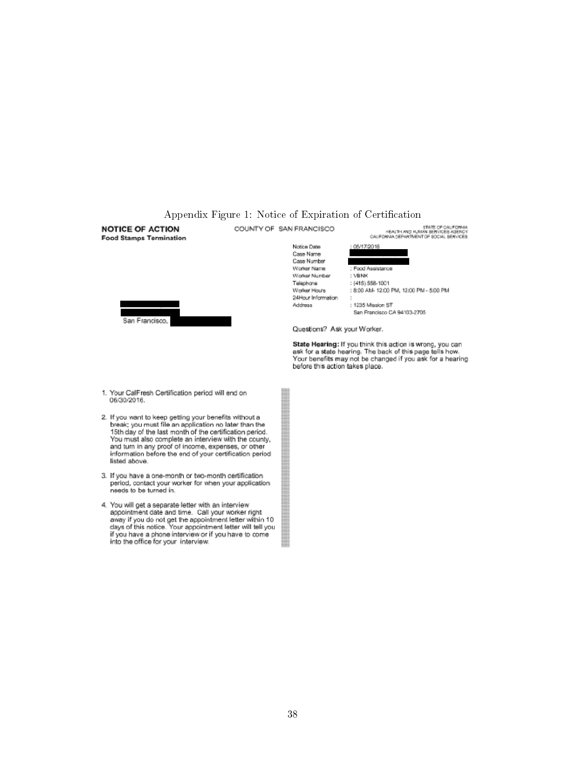Appendix Figure 1: Notice of Expiration of Certification

**NOTICE OF ACTION**
**Food Stamps Termination**

COUNTY OF SAN FRANCISCO

STATE OF CALIFORNIA
HEALTH AND HUMAN SERVICES AGENCY
CALIFORNIA DEPARTMENT OF SOCIAL SERVICES

San Francisco,

| | |
|---|---|
| Notice Date | : 05/17/2016 |
| Case Name | |
| Case Number | |
| Worker Name | : Food Assistance |
| Worker Number | : VBNK |
| Telephone | : (415) 558-1001 |
| Worker Hours | : 8:00 AM- 12:00 PM, 12:00 PM - 5:00 PM |
| 24Hour Information | : |
| Address | : 1235 Mission ST<br>San Francisco CA 94103-2705 |

Questions? Ask your Worker.

**State Hearing:** If you think this action is wrong, you can ask for a state hearing. The back of this page tells how. Your benefits may not be changed if you ask for a hearing before this action takes place.

1. Your CalFresh Certification period will end on 06/30/2016.
2. If you want to keep getting your benefits without a break; you must file an application no later than the 15th day of the last month of the certification period. You must also complete an interview with the county, and turn in any proof of income, expenses, or other information before the end of your certification period listed above.
3. If you have a one-month or two-month certification period, contact your worker for when your application needs to be turned in.
4. You will get a separate letter with an interview appointment date and time. Call your worker right away if you do not get the appointment letter within 10 days of this notice. Your appointment letter will tell you if you have a phone interview or if you have to come into the office for your interview.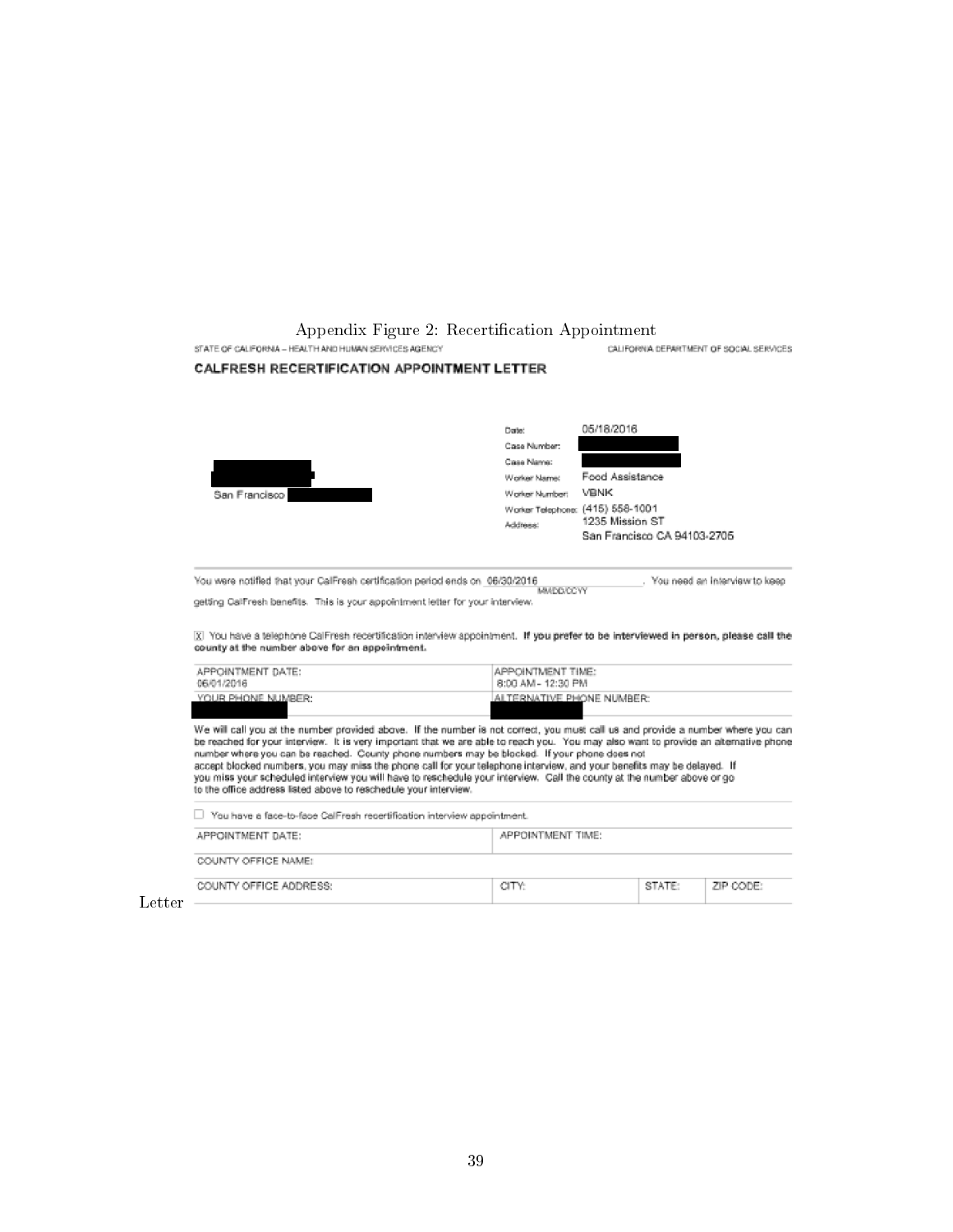Appendix Figure 2: Recertification Appointment Letter

STATE OF CALIFORNIA – HEALTH AND HUMAN SERVICES AGENCY | CALIFORNIA DEPARTMENT OF SOCIAL SERVICES

## CALFRESH RECERTIFICATION APPOINTMENT LETTER

San Francisco

Date: 05/18/2016
Case Number:
Case Name:
Worker Name: Food Assistance
Worker Number: VBNK
Worker Telephone: (415) 558-1001
Address: 1235 Mission ST
San Francisco CA 94103-2705

You were notified that your CalFresh certification period ends on 06/30/2016 (MM/DD/CCYY). You need an interview to keep getting CalFresh benefits. This is your appointment letter for your interview.

[X] You have a telephone CalFresh recertification interview appointment. **If you prefer to be interviewed in person, please call the county at the number above for an appointment.**

| APPOINTMENT DATE: 06/01/2016 | APPOINTMENT TIME: 8:00 AM - 12:30 PM |
|---|---|
| YOUR PHONE NUMBER: | ALTERNATIVE PHONE NUMBER: |

We will call you at the number provided above. If the number is not correct, you must call us and provide a number where you can be reached for your interview. It is very important that we are able to reach you. You may also want to provide an alternative phone number where you can be reached. County phone numbers may be blocked. If your phone does not accept blocked numbers, you may miss the phone call for your telephone interview, and your benefits may be delayed. If you miss your scheduled interview you will have to reschedule your interview. Call the county at the number above or go to the office address listed above to reschedule your interview.

[ ] You have a face-to-face CalFresh recertification interview appointment.

| APPOINTMENT DATE: | APPOINTMENT TIME: | | |
|---|---|---|---|
| COUNTY OFFICE NAME: | | | |
| COUNTY OFFICE ADDRESS: | CITY: | STATE: | ZIP CODE: |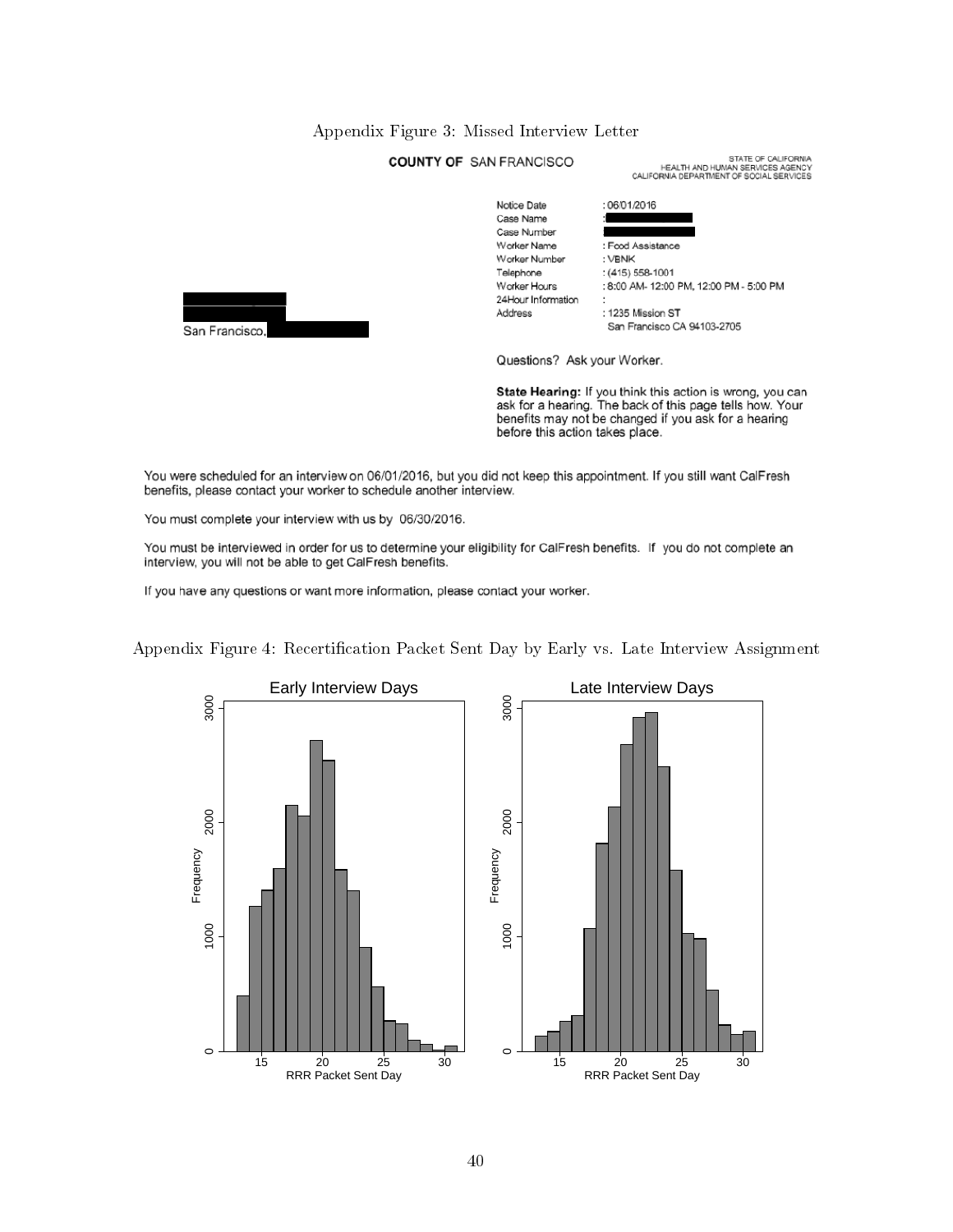Appendix Figure 3: Missed Interview Letter

**COUNTY OF** SAN FRANCISCO

STATE OF CALIFORNIA
HEALTH AND HUMAN SERVICES AGENCY
CALIFORNIA DEPARTMENT OF SOCIAL SERVICES

San Francisco,

| | |
|---|---|
| Notice Date | : 06/01/2016 |
| Case Name | : |
| Case Number | |
| Worker Name | : Food Assistance |
| Worker Number | : VBNK |
| Telephone | : (415) 558-1001 |
| Worker Hours | : 8:00 AM- 12:00 PM, 12:00 PM - 5:00 PM |
| 24Hour Information | : |
| Address | : 1235 Mission ST<br>San Francisco CA 94103-2705 |

Questions? Ask your Worker.

**State Hearing:** If you think this action is wrong, you can ask for a hearing. The back of this page tells how. Your benefits may not be changed if you ask for a hearing before this action takes place.

You were scheduled for an interview on 06/01/2016, but you did not keep this appointment. If you still want CalFresh benefits, please contact your worker to schedule another interview.

You must complete your interview with us by 06/30/2016.

You must be interviewed in order for us to determine your eligibility for CalFresh benefits. If you do not complete an interview, you will not be able to get CalFresh benefits.

If you have any questions or want more information, please contact your worker.

Appendix Figure 4: Recertification Packet Sent Day by Early vs. Late Interview Assignment

Early Interview Days
Frequency
0
1000
2000
3000
15
20
25
30
RRR Packet Sent Day

Late Interview Days
Frequency
0
1000
2000
3000
15
20
25
30
RRR Packet Sent Day